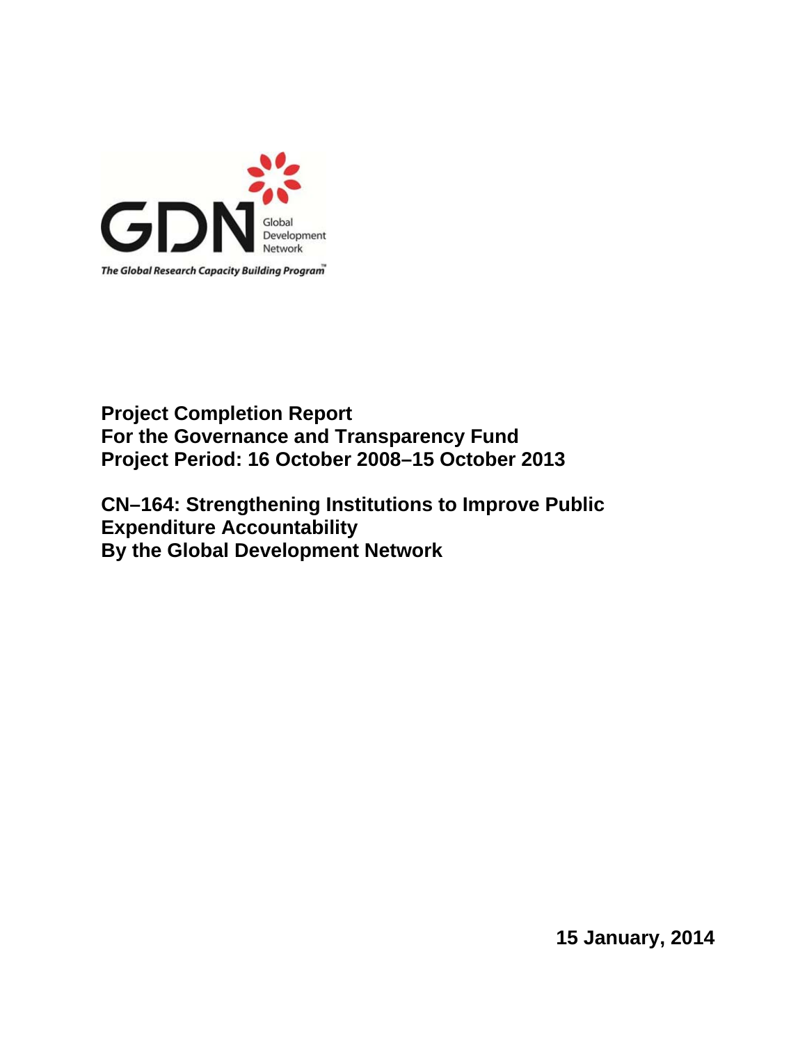GDN Global Development Network

*The Global Research Capacity Building Program™*

**Project Completion Report**
**For the Governance and Transparency Fund**
**Project Period: 16 October 2008–15 October 2013**

**CN–164: Strengthening Institutions to Improve Public Expenditure Accountability**
**By the Global Development Network**

**15 January, 2014**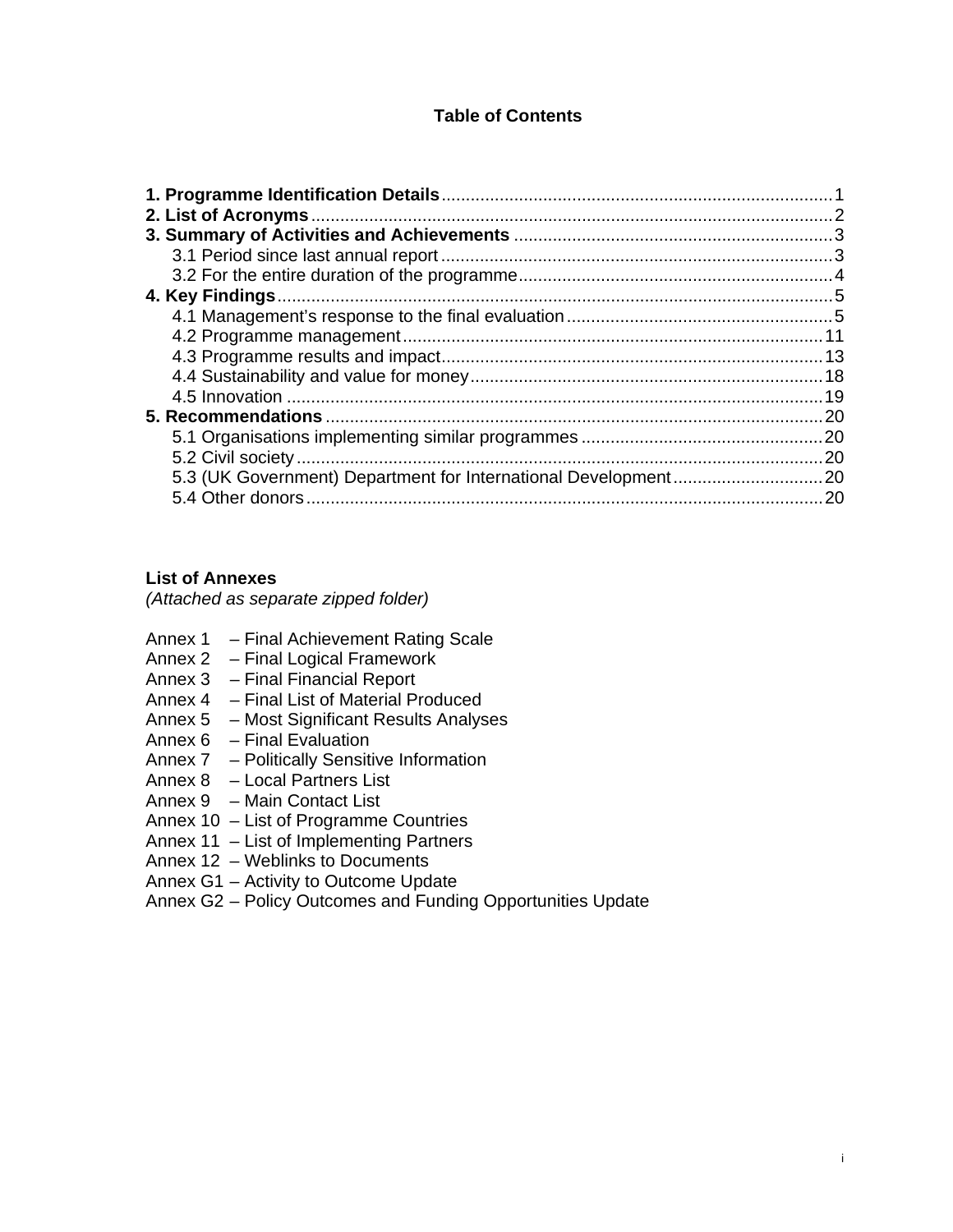**Table of Contents**

**1. Programme Identification Details** ... 1
**2. List of Acronyms** ... 2
**3. Summary of Activities and Achievements** ... 3
- 3.1 Period since last annual report ... 3
- 3.2 For the entire duration of the programme ... 4

**4. Key Findings** ... 5
- 4.1 Management's response to the final evaluation ... 5
- 4.2 Programme management ... 11
- 4.3 Programme results and impact ... 13
- 4.4 Sustainability and value for money ... 18
- 4.5 Innovation ... 19

**5. Recommendations** ... 20
- 5.1 Organisations implementing similar programmes ... 20
- 5.2 Civil society ... 20
- 5.3 (UK Government) Department for International Development ... 20
- 5.4 Other donors ... 20

**List of Annexes**
*(Attached as separate zipped folder)*

Annex 1 – Final Achievement Rating Scale
Annex 2 – Final Logical Framework
Annex 3 – Final Financial Report
Annex 4 – Final List of Material Produced
Annex 5 – Most Significant Results Analyses
Annex 6 – Final Evaluation
Annex 7 – Politically Sensitive Information
Annex 8 – Local Partners List
Annex 9 – Main Contact List
Annex 10 – List of Programme Countries
Annex 11 – List of Implementing Partners
Annex 12 – Weblinks to Documents
Annex G1 – Activity to Outcome Update
Annex G2 – Policy Outcomes and Funding Opportunities Update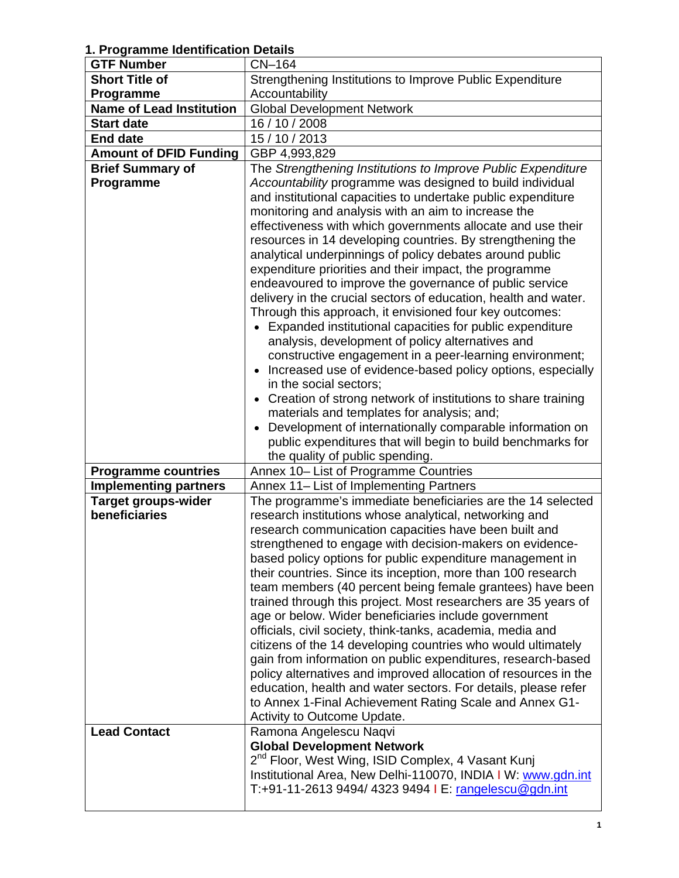## 1. Programme Identification Details

| **GTF Number** | CN–164 |
|---|---|
| **Short Title of Programme** | Strengthening Institutions to Improve Public Expenditure Accountability |
| **Name of Lead Institution** | Global Development Network |
| **Start date** | 16 / 10 / 2008 |
| **End date** | 15 / 10 / 2013 |
| **Amount of DFID Funding** | GBP 4,993,829 |
| **Brief Summary of Programme** | The *Strengthening Institutions to Improve Public Expenditure Accountability* programme was designed to build individual and institutional capacities to undertake public expenditure monitoring and analysis with an aim to increase the effectiveness with which governments allocate and use their resources in 14 developing countries. By strengthening the analytical underpinnings of policy debates around public expenditure priorities and their impact, the programme endeavoured to improve the governance of public service delivery in the crucial sectors of education, health and water. Through this approach, it envisioned four key outcomes:<br>• Expanded institutional capacities for public expenditure analysis, development of policy alternatives and constructive engagement in a peer-learning environment;<br>• Increased use of evidence-based policy options, especially in the social sectors;<br>• Creation of strong network of institutions to share training materials and templates for analysis; and;<br>• Development of internationally comparable information on public expenditures that will begin to build benchmarks for the quality of public spending. |
| **Programme countries** | Annex 10– List of Programme Countries |
| **Implementing partners** | Annex 11– List of Implementing Partners |
| **Target groups-wider beneficiaries** | The programme's immediate beneficiaries are the 14 selected research institutions whose analytical, networking and research communication capacities have been built and strengthened to engage with decision-makers on evidence-based policy options for public expenditure management in their countries. Since its inception, more than 100 research team members (40 percent being female grantees) have been trained through this project. Most researchers are 35 years of age or below. Wider beneficiaries include government officials, civil society, think-tanks, academia, media and citizens of the 14 developing countries who would ultimately gain from information on public expenditures, research-based policy alternatives and improved allocation of resources in the education, health and water sectors. For details, please refer to Annex 1-Final Achievement Rating Scale and Annex G1-Activity to Outcome Update. |
| **Lead Contact** | Ramona Angelescu Naqvi<br>**Global Development Network**<br>2nd Floor, West Wing, ISID Complex, 4 Vasant Kunj Institutional Area, New Delhi-110070, INDIA I W: www.gdn.int<br>T:+91-11-2613 9494/ 4323 9494 I E: rangelescu@gdn.int |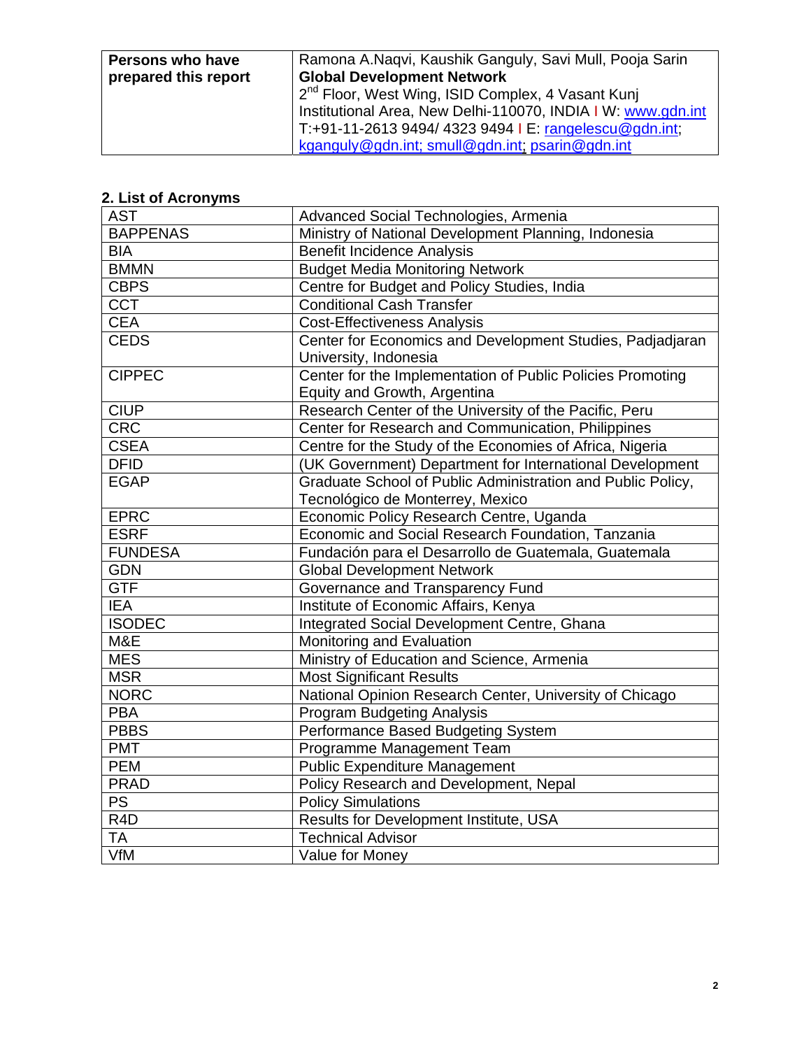| Persons who have prepared this report | Ramona A.Naqvi, Kaushik Ganguly, Savi Mull, Pooja Sarin<br>**Global Development Network**<br>2nd Floor, West Wing, ISID Complex, 4 Vasant Kunj Institutional Area, New Delhi-110070, INDIA I W: www.gdn.int<br>T:+91-11-2613 9494/ 4323 9494 I E: rangelescu@gdn.int; kganguly@gdn.int; smull@gdn.int; psarin@gdn.int |
|---|---|

## 2. List of Acronyms

| | |
|---|---|
| AST | Advanced Social Technologies, Armenia |
| BAPPENAS | Ministry of National Development Planning, Indonesia |
| BIA | Benefit Incidence Analysis |
| BMMN | Budget Media Monitoring Network |
| CBPS | Centre for Budget and Policy Studies, India |
| CCT | Conditional Cash Transfer |
| CEA | Cost-Effectiveness Analysis |
| CEDS | Center for Economics and Development Studies, Padjadjaran University, Indonesia |
| CIPPEC | Center for the Implementation of Public Policies Promoting Equity and Growth, Argentina |
| CIUP | Research Center of the University of the Pacific, Peru |
| CRC | Center for Research and Communication, Philippines |
| CSEA | Centre for the Study of the Economies of Africa, Nigeria |
| DFID | (UK Government) Department for International Development |
| EGAP | Graduate School of Public Administration and Public Policy, Tecnológico de Monterrey, Mexico |
| EPRC | Economic Policy Research Centre, Uganda |
| ESRF | Economic and Social Research Foundation, Tanzania |
| FUNDESA | Fundación para el Desarrollo de Guatemala, Guatemala |
| GDN | Global Development Network |
| GTF | Governance and Transparency Fund |
| IEA | Institute of Economic Affairs, Kenya |
| ISODEC | Integrated Social Development Centre, Ghana |
| M&E | Monitoring and Evaluation |
| MES | Ministry of Education and Science, Armenia |
| MSR | Most Significant Results |
| NORC | National Opinion Research Center, University of Chicago |
| PBA | Program Budgeting Analysis |
| PBBS | Performance Based Budgeting System |
| PMT | Programme Management Team |
| PEM | Public Expenditure Management |
| PRAD | Policy Research and Development, Nepal |
| PS | Policy Simulations |
| R4D | Results for Development Institute, USA |
| TA | Technical Advisor |
| VfM | Value for Money |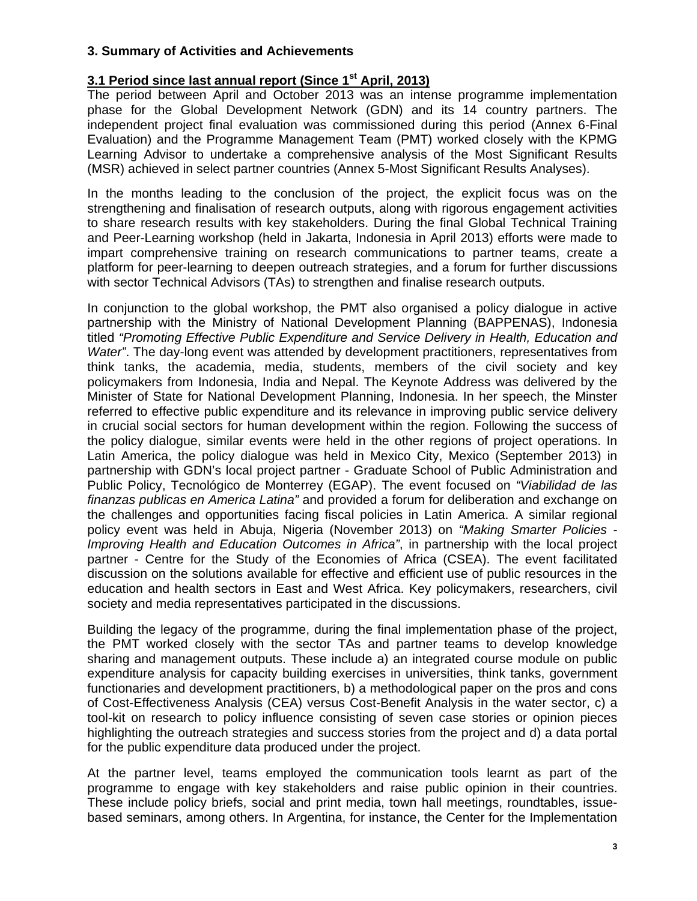### 3. Summary of Activities and Achievements

#### 3.1 Period since last annual report (Since 1st April, 2013)

The period between April and October 2013 was an intense programme implementation phase for the Global Development Network (GDN) and its 14 country partners. The independent project final evaluation was commissioned during this period (Annex 6-Final Evaluation) and the Programme Management Team (PMT) worked closely with the KPMG Learning Advisor to undertake a comprehensive analysis of the Most Significant Results (MSR) achieved in select partner countries (Annex 5-Most Significant Results Analyses).

In the months leading to the conclusion of the project, the explicit focus was on the strengthening and finalisation of research outputs, along with rigorous engagement activities to share research results with key stakeholders. During the final Global Technical Training and Peer-Learning workshop (held in Jakarta, Indonesia in April 2013) efforts were made to impart comprehensive training on research communications to partner teams, create a platform for peer-learning to deepen outreach strategies, and a forum for further discussions with sector Technical Advisors (TAs) to strengthen and finalise research outputs.

In conjunction to the global workshop, the PMT also organised a policy dialogue in active partnership with the Ministry of National Development Planning (BAPPENAS), Indonesia titled *"Promoting Effective Public Expenditure and Service Delivery in Health, Education and Water"*. The day-long event was attended by development practitioners, representatives from think tanks, the academia, media, students, members of the civil society and key policymakers from Indonesia, India and Nepal. The Keynote Address was delivered by the Minister of State for National Development Planning, Indonesia. In her speech, the Minster referred to effective public expenditure and its relevance in improving public service delivery in crucial social sectors for human development within the region. Following the success of the policy dialogue, similar events were held in the other regions of project operations. In Latin America, the policy dialogue was held in Mexico City, Mexico (September 2013) in partnership with GDN's local project partner - Graduate School of Public Administration and Public Policy, Tecnológico de Monterrey (EGAP). The event focused on *"Viabilidad de las finanzas publicas en America Latina"* and provided a forum for deliberation and exchange on the challenges and opportunities facing fiscal policies in Latin America. A similar regional policy event was held in Abuja, Nigeria (November 2013) on *"Making Smarter Policies - Improving Health and Education Outcomes in Africa"*, in partnership with the local project partner - Centre for the Study of the Economies of Africa (CSEA). The event facilitated discussion on the solutions available for effective and efficient use of public resources in the education and health sectors in East and West Africa. Key policymakers, researchers, civil society and media representatives participated in the discussions.

Building the legacy of the programme, during the final implementation phase of the project, the PMT worked closely with the sector TAs and partner teams to develop knowledge sharing and management outputs. These include a) an integrated course module on public expenditure analysis for capacity building exercises in universities, think tanks, government functionaries and development practitioners, b) a methodological paper on the pros and cons of Cost-Effectiveness Analysis (CEA) versus Cost-Benefit Analysis in the water sector, c) a tool-kit on research to policy influence consisting of seven case stories or opinion pieces highlighting the outreach strategies and success stories from the project and d) a data portal for the public expenditure data produced under the project.

At the partner level, teams employed the communication tools learnt as part of the programme to engage with key stakeholders and raise public opinion in their countries. These include policy briefs, social and print media, town hall meetings, roundtables, issue-based seminars, among others. In Argentina, for instance, the Center for the Implementation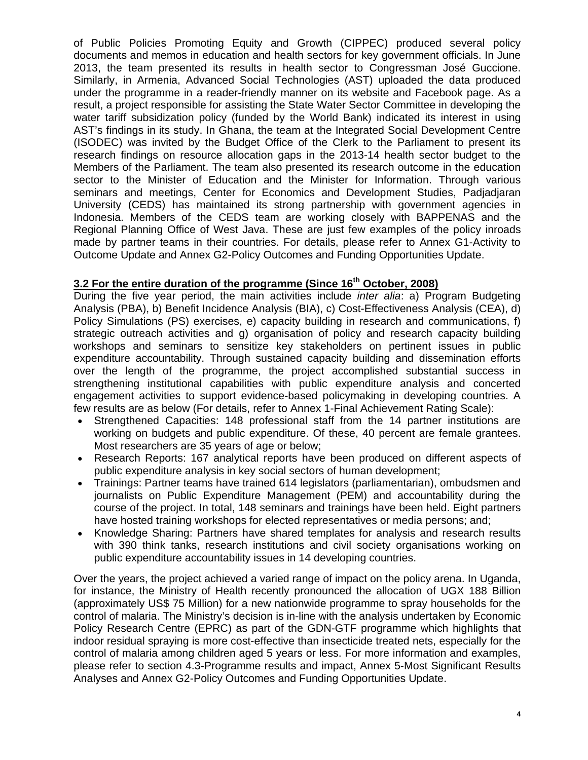of Public Policies Promoting Equity and Growth (CIPPEC) produced several policy documents and memos in education and health sectors for key government officials. In June 2013, the team presented its results in health sector to Congressman José Guccione. Similarly, in Armenia, Advanced Social Technologies (AST) uploaded the data produced under the programme in a reader-friendly manner on its website and Facebook page. As a result, a project responsible for assisting the State Water Sector Committee in developing the water tariff subsidization policy (funded by the World Bank) indicated its interest in using AST's findings in its study. In Ghana, the team at the Integrated Social Development Centre (ISODEC) was invited by the Budget Office of the Clerk to the Parliament to present its research findings on resource allocation gaps in the 2013-14 health sector budget to the Members of the Parliament. The team also presented its research outcome in the education sector to the Minister of Education and the Minister for Information. Through various seminars and meetings, Center for Economics and Development Studies, Padjadjaran University (CEDS) has maintained its strong partnership with government agencies in Indonesia. Members of the CEDS team are working closely with BAPPENAS and the Regional Planning Office of West Java. These are just few examples of the policy inroads made by partner teams in their countries. For details, please refer to Annex G1-Activity to Outcome Update and Annex G2-Policy Outcomes and Funding Opportunities Update.

### 3.2 For the entire duration of the programme (Since 16th October, 2008)

During the five year period, the main activities include *inter alia*: a) Program Budgeting Analysis (PBA), b) Benefit Incidence Analysis (BIA), c) Cost-Effectiveness Analysis (CEA), d) Policy Simulations (PS) exercises, e) capacity building in research and communications, f) strategic outreach activities and g) organisation of policy and research capacity building workshops and seminars to sensitize key stakeholders on pertinent issues in public expenditure accountability. Through sustained capacity building and dissemination efforts over the length of the programme, the project accomplished substantial success in strengthening institutional capabilities with public expenditure analysis and concerted engagement activities to support evidence-based policymaking in developing countries. A few results are as below (For details, refer to Annex 1-Final Achievement Rating Scale):

- Strengthened Capacities: 148 professional staff from the 14 partner institutions are working on budgets and public expenditure. Of these, 40 percent are female grantees. Most researchers are 35 years of age or below;
- Research Reports: 167 analytical reports have been produced on different aspects of public expenditure analysis in key social sectors of human development;
- Trainings: Partner teams have trained 614 legislators (parliamentarian), ombudsmen and journalists on Public Expenditure Management (PEM) and accountability during the course of the project. In total, 148 seminars and trainings have been held. Eight partners have hosted training workshops for elected representatives or media persons; and;
- Knowledge Sharing: Partners have shared templates for analysis and research results with 390 think tanks, research institutions and civil society organisations working on public expenditure accountability issues in 14 developing countries.

Over the years, the project achieved a varied range of impact on the policy arena. In Uganda, for instance, the Ministry of Health recently pronounced the allocation of UGX 188 Billion (approximately US$ 75 Million) for a new nationwide programme to spray households for the control of malaria. The Ministry's decision is in-line with the analysis undertaken by Economic Policy Research Centre (EPRC) as part of the GDN-GTF programme which highlights that indoor residual spraying is more cost-effective than insecticide treated nets, especially for the control of malaria among children aged 5 years or less. For more information and examples, please refer to section 4.3-Programme results and impact, Annex 5-Most Significant Results Analyses and Annex G2-Policy Outcomes and Funding Opportunities Update.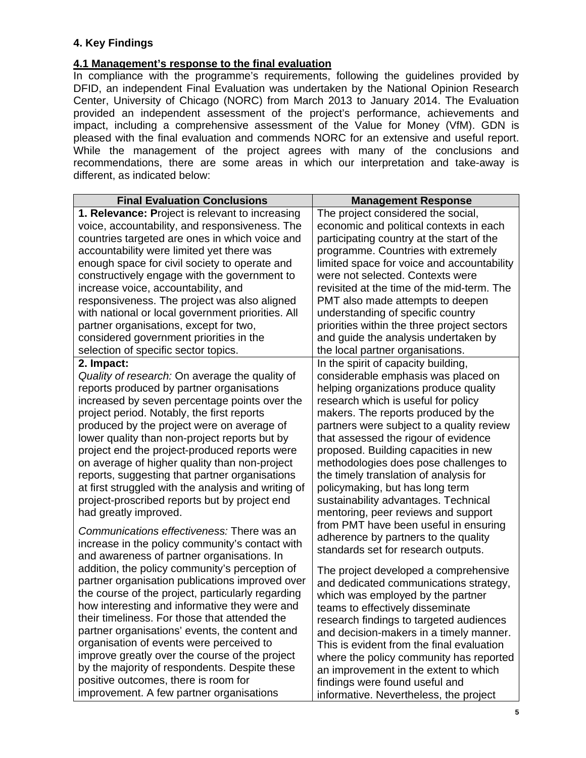## 4. Key Findings

### 4.1 Management's response to the final evaluation

In compliance with the programme's requirements, following the guidelines provided by DFID, an independent Final Evaluation was undertaken by the National Opinion Research Center, University of Chicago (NORC) from March 2013 to January 2014. The Evaluation provided an independent assessment of the project's performance, achievements and impact, including a comprehensive assessment of the Value for Money (VfM). GDN is pleased with the final evaluation and commends NORC for an extensive and useful report. While the management of the project agrees with many of the conclusions and recommendations, there are some areas in which our interpretation and take-away is different, as indicated below:

| Final Evaluation Conclusions | Management Response |
|---|---|
| **1. Relevance: P**roject is relevant to increasing voice, accountability, and responsiveness. The countries targeted are ones in which voice and accountability were limited yet there was enough space for civil society to operate and constructively engage with the government to increase voice, accountability, and responsiveness. The project was also aligned with national or local government priorities. All partner organisations, except for two, considered government priorities in the selection of specific sector topics. | The project considered the social, economic and political contexts in each participating country at the start of the programme. Countries with extremely limited space for voice and accountability were not selected. Contexts were revisited at the time of the mid-term. The PMT also made attempts to deepen understanding of specific country priorities within the three project sectors and guide the analysis undertaken by the local partner organisations. |
| **2. Impact:**<br>*Quality of research:* On average the quality of reports produced by partner organisations increased by seven percentage points over the project period. Notably, the first reports produced by the project were on average of lower quality than non-project reports but by project end the project-produced reports were on average of higher quality than non-project reports, suggesting that partner organisations at first struggled with the analysis and writing of project-proscribed reports but by project end had greatly improved.<br><br>*Communications effectiveness:* There was an increase in the policy community's contact with and awareness of partner organisations. In addition, the policy community's perception of partner organisation publications improved over the course of the project, particularly regarding how interesting and informative they were and their timeliness. For those that attended the partner organisations' events, the content and organisation of events were perceived to improve greatly over the course of the project by the majority of respondents. Despite these positive outcomes, there is room for improvement. A few partner organisations | In the spirit of capacity building, considerable emphasis was placed on helping organizations produce quality research which is useful for policy makers. The reports produced by the partners were subject to a quality review that assessed the rigour of evidence proposed. Building capacities in new methodologies does pose challenges to the timely translation of analysis for policymaking, but has long term sustainability advantages. Technical mentoring, peer reviews and support from PMT have been useful in ensuring adherence by partners to the quality standards set for research outputs.<br><br>The project developed a comprehensive and dedicated communications strategy, which was employed by the partner teams to effectively disseminate research findings to targeted audiences and decision-makers in a timely manner. This is evident from the final evaluation where the policy community has reported an improvement in the extent to which findings were found useful and informative. Nevertheless, the project |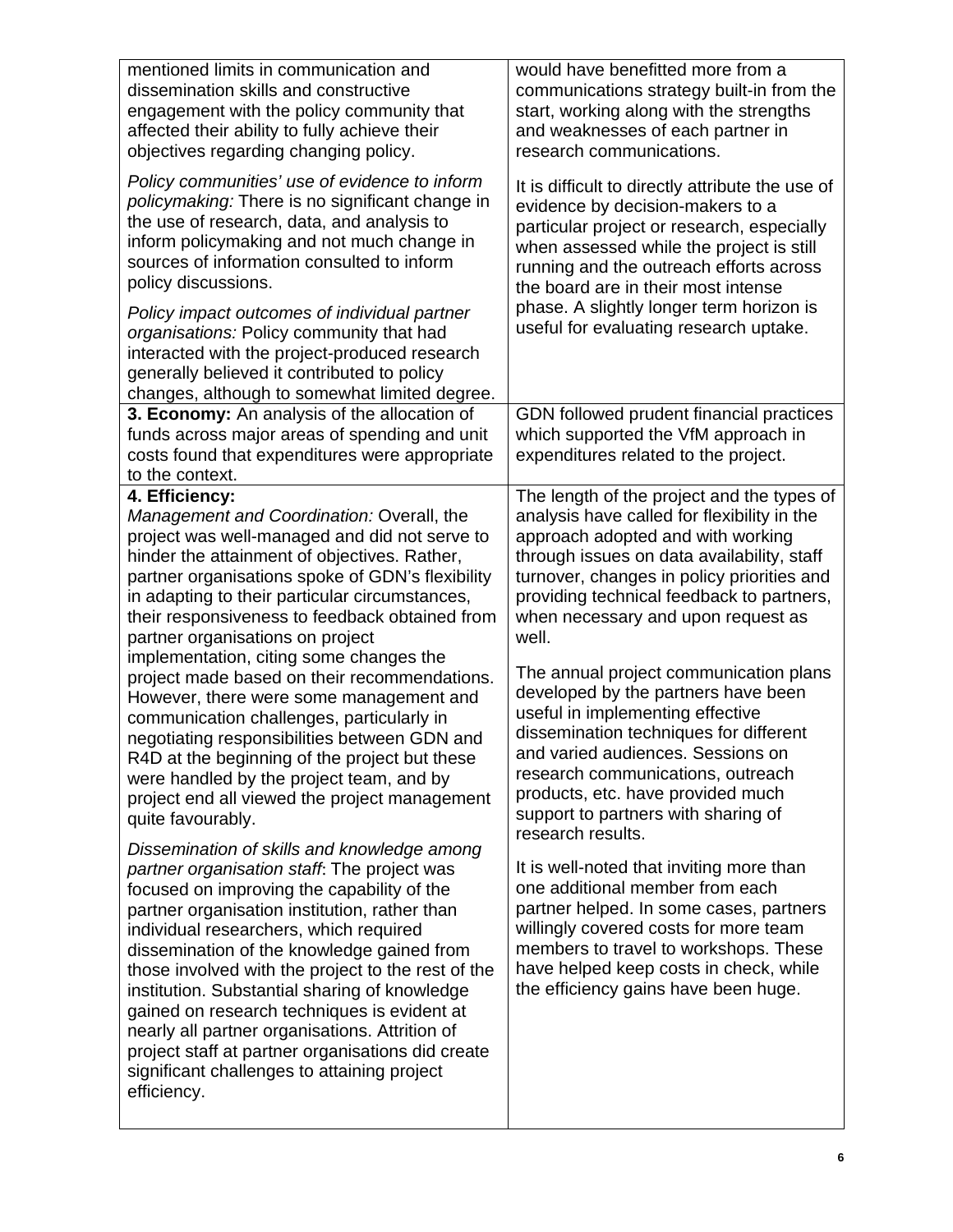| | |
|---|---|
| mentioned limits in communication and dissemination skills and constructive engagement with the policy community that affected their ability to fully achieve their objectives regarding changing policy. | would have benefitted more from a communications strategy built-in from the start, working along with the strengths and weaknesses of each partner in research communications. |
| *Policy communities' use of evidence to inform policymaking:* There is no significant change in the use of research, data, and analysis to inform policymaking and not much change in sources of information consulted to inform policy discussions.<br><br>*Policy impact outcomes of individual partner organisations:* Policy community that had interacted with the project-produced research generally believed it contributed to policy changes, although to somewhat limited degree. | It is difficult to directly attribute the use of evidence by decision-makers to a particular project or research, especially when assessed while the project is still running and the outreach efforts across the board are in their most intense phase. A slightly longer term horizon is useful for evaluating research uptake. |
| **3. Economy:** An analysis of the allocation of funds across major areas of spending and unit costs found that expenditures were appropriate to the context. | GDN followed prudent financial practices which supported the VfM approach in expenditures related to the project. |
| **4. Efficiency:**<br>*Management and Coordination:* Overall, the project was well-managed and did not serve to hinder the attainment of objectives. Rather, partner organisations spoke of GDN's flexibility in adapting to their particular circumstances, their responsiveness to feedback obtained from partner organisations on project implementation, citing some changes the project made based on their recommendations. However, there were some management and communication challenges, particularly in negotiating responsibilities between GDN and R4D at the beginning of the project but these were handled by the project team, and by project end all viewed the project management quite favourably.<br><br>*Dissemination of skills and knowledge among partner organisation staff*: The project was focused on improving the capability of the partner organisation institution, rather than individual researchers, which required dissemination of the knowledge gained from those involved with the project to the rest of the institution. Substantial sharing of knowledge gained on research techniques is evident at nearly all partner organisations. Attrition of project staff at partner organisations did create significant challenges to attaining project efficiency. | The length of the project and the types of analysis have called for flexibility in the approach adopted and with working through issues on data availability, staff turnover, changes in policy priorities and providing technical feedback to partners, when necessary and upon request as well.<br><br>The annual project communication plans developed by the partners have been useful in implementing effective dissemination techniques for different and varied audiences. Sessions on research communications, outreach products, etc. have provided much support to partners with sharing of research results.<br><br>It is well-noted that inviting more than one additional member from each partner helped. In some cases, partners willingly covered costs for more team members to travel to workshops. These have helped keep costs in check, while the efficiency gains have been huge. |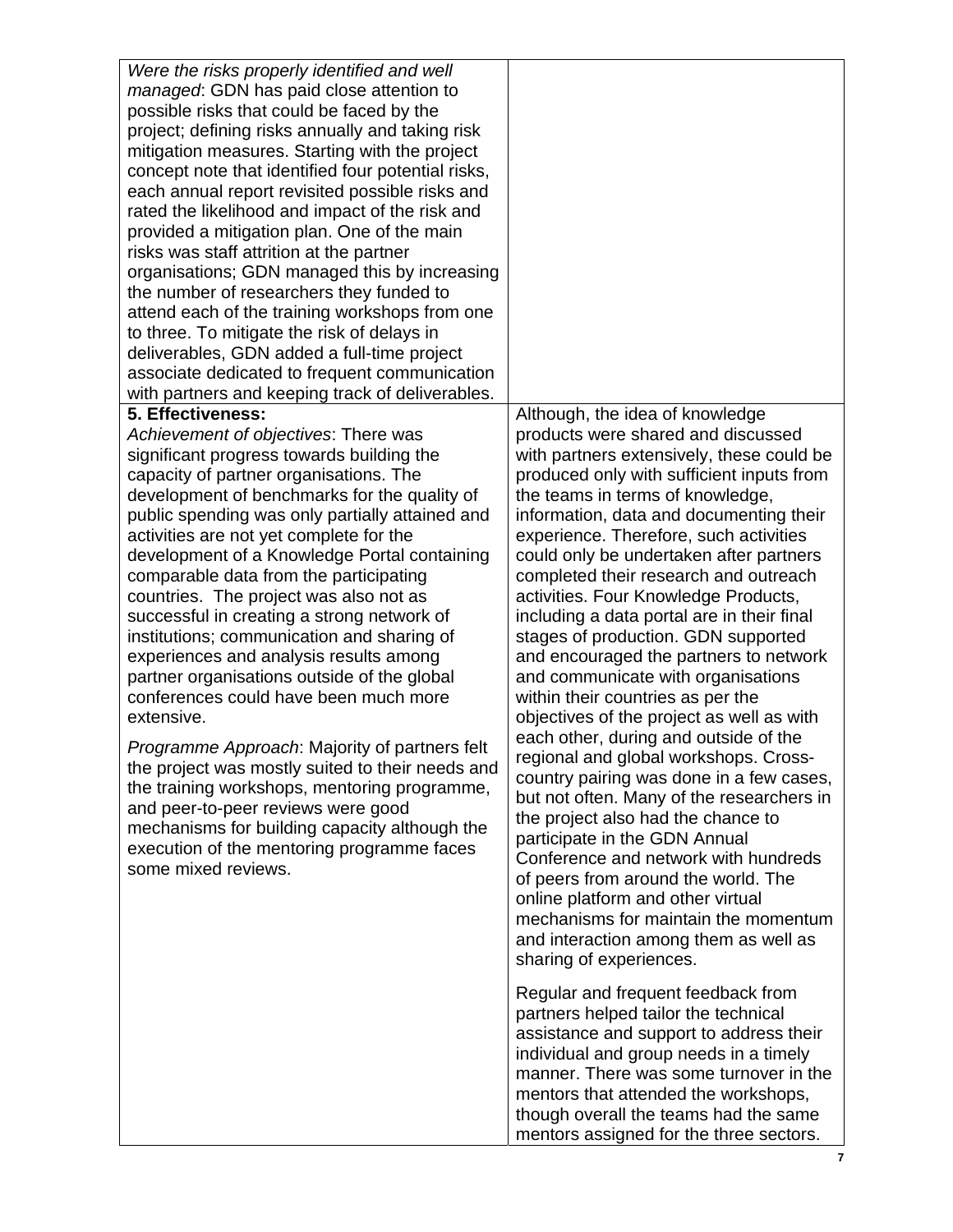| | |
|---|---|
| *Were the risks properly identified and well managed*: GDN has paid close attention to possible risks that could be faced by the project; defining risks annually and taking risk mitigation measures. Starting with the project concept note that identified four potential risks, each annual report revisited possible risks and rated the likelihood and impact of the risk and provided a mitigation plan. One of the main risks was staff attrition at the partner organisations; GDN managed this by increasing the number of researchers they funded to attend each of the training workshops from one to three. To mitigate the risk of delays in deliverables, GDN added a full-time project associate dedicated to frequent communication with partners and keeping track of deliverables. | |
| **5. Effectiveness:**<br>*Achievement of objectives*: There was significant progress towards building the capacity of partner organisations. The development of benchmarks for the quality of public spending was only partially attained and activities are not yet complete for the development of a Knowledge Portal containing comparable data from the participating countries. The project was also not as successful in creating a strong network of institutions; communication and sharing of experiences and analysis results among partner organisations outside of the global conferences could have been much more extensive.<br><br>*Programme Approach*: Majority of partners felt the project was mostly suited to their needs and the training workshops, mentoring programme, and peer-to-peer reviews were good mechanisms for building capacity although the execution of the mentoring programme faces some mixed reviews. | Although, the idea of knowledge products were shared and discussed with partners extensively, these could be produced only with sufficient inputs from the teams in terms of knowledge, information, data and documenting their experience. Therefore, such activities could only be undertaken after partners completed their research and outreach activities. Four Knowledge Products, including a data portal are in their final stages of production. GDN supported and encouraged the partners to network and communicate with organisations within their countries as per the objectives of the project as well as with each other, during and outside of the regional and global workshops. Cross-country pairing was done in a few cases, but not often. Many of the researchers in the project also had the chance to participate in the GDN Annual Conference and network with hundreds of peers from around the world. The online platform and other virtual mechanisms for maintain the momentum and interaction among them as well as sharing of experiences.<br><br>Regular and frequent feedback from partners helped tailor the technical assistance and support to address their individual and group needs in a timely manner. There was some turnover in the mentors that attended the workshops, though overall the teams had the same mentors assigned for the three sectors. |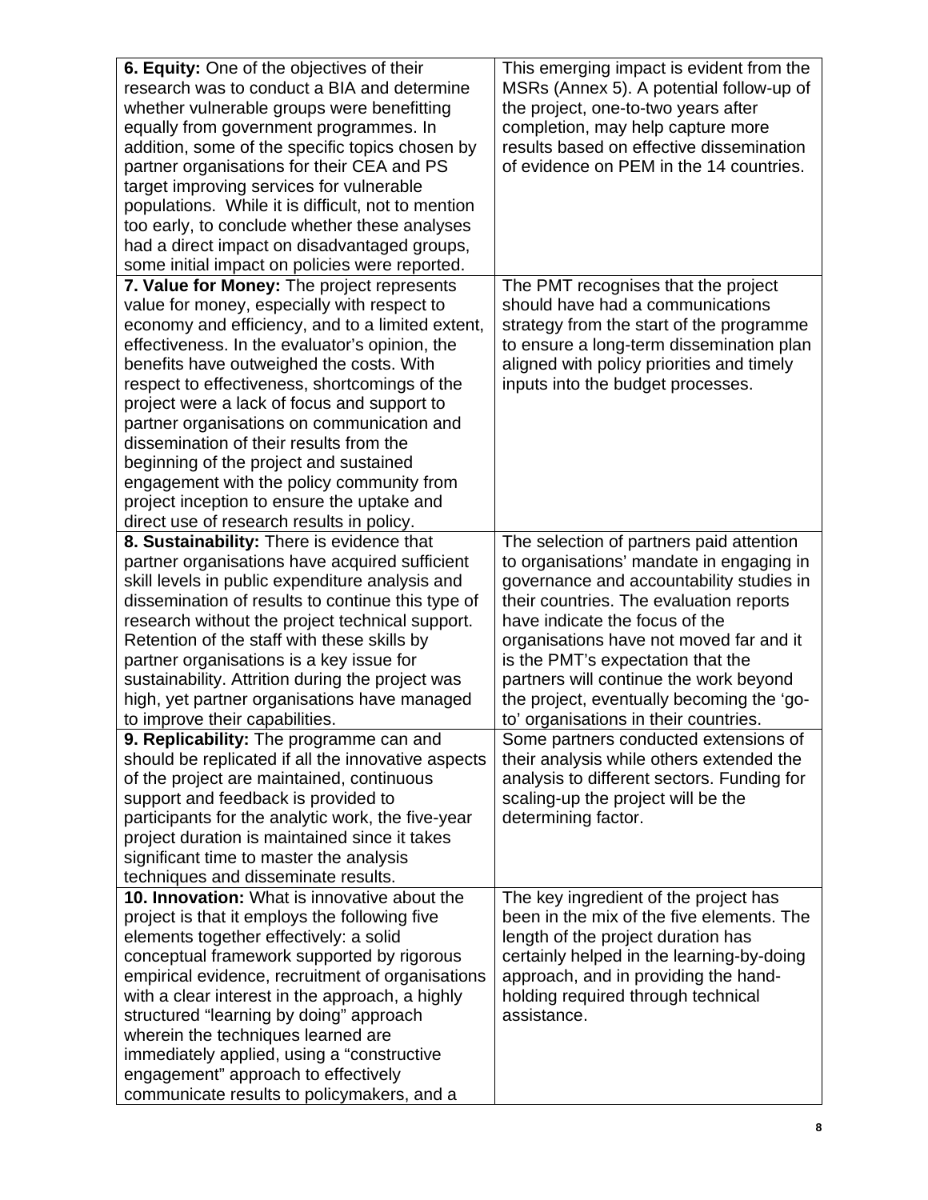| | |
|---|---|
| **6. Equity:** One of the objectives of their research was to conduct a BIA and determine whether vulnerable groups were benefitting equally from government programmes. In addition, some of the specific topics chosen by partner organisations for their CEA and PS target improving services for vulnerable populations. While it is difficult, not to mention too early, to conclude whether these analyses had a direct impact on disadvantaged groups, some initial impact on policies were reported. | This emerging impact is evident from the MSRs (Annex 5). A potential follow-up of the project, one-to-two years after completion, may help capture more results based on effective dissemination of evidence on PEM in the 14 countries. |
| **7. Value for Money:** The project represents value for money, especially with respect to economy and efficiency, and to a limited extent, effectiveness. In the evaluator's opinion, the benefits have outweighed the costs. With respect to effectiveness, shortcomings of the project were a lack of focus and support to partner organisations on communication and dissemination of their results from the beginning of the project and sustained engagement with the policy community from project inception to ensure the uptake and direct use of research results in policy. | The PMT recognises that the project should have had a communications strategy from the start of the programme to ensure a long-term dissemination plan aligned with policy priorities and timely inputs into the budget processes. |
| **8. Sustainability:** There is evidence that partner organisations have acquired sufficient skill levels in public expenditure analysis and dissemination of results to continue this type of research without the project technical support. Retention of the staff with these skills by partner organisations is a key issue for sustainability. Attrition during the project was high, yet partner organisations have managed to improve their capabilities. | The selection of partners paid attention to organisations' mandate in engaging in governance and accountability studies in their countries. The evaluation reports have indicate the focus of the organisations have not moved far and it is the PMT's expectation that the partners will continue the work beyond the project, eventually becoming the 'go-to' organisations in their countries. |
| **9. Replicability:** The programme can and should be replicated if all the innovative aspects of the project are maintained, continuous support and feedback is provided to participants for the analytic work, the five-year project duration is maintained since it takes significant time to master the analysis techniques and disseminate results. | Some partners conducted extensions of their analysis while others extended the analysis to different sectors. Funding for scaling-up the project will be the determining factor. |
| **10. Innovation:** What is innovative about the project is that it employs the following five elements together effectively: a solid conceptual framework supported by rigorous empirical evidence, recruitment of organisations with a clear interest in the approach, a highly structured "learning by doing" approach wherein the techniques learned are immediately applied, using a "constructive engagement" approach to effectively communicate results to policymakers, and a | The key ingredient of the project has been in the mix of the five elements. The length of the project duration has certainly helped in the learning-by-doing approach, and in providing the hand-holding required through technical assistance. |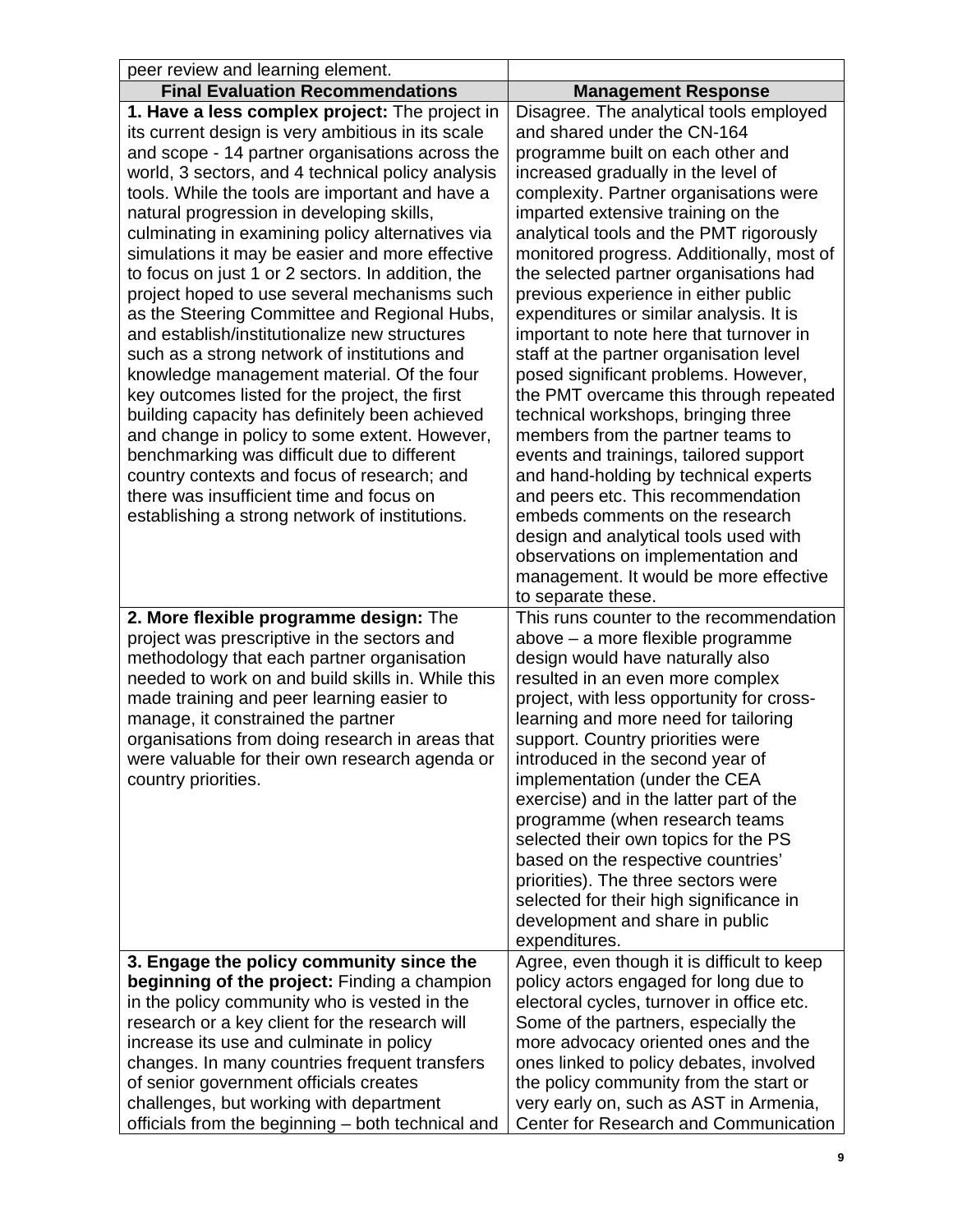| peer review and learning element. | |
|---|---|
| **Final Evaluation Recommendations** | **Management Response** |
| **1. Have a less complex project:** The project in its current design is very ambitious in its scale and scope - 14 partner organisations across the world, 3 sectors, and 4 technical policy analysis tools. While the tools are important and have a natural progression in developing skills, culminating in examining policy alternatives via simulations it may be easier and more effective to focus on just 1 or 2 sectors. In addition, the project hoped to use several mechanisms such as the Steering Committee and Regional Hubs, and establish/institutionalize new structures such as a strong network of institutions and knowledge management material. Of the four key outcomes listed for the project, the first building capacity has definitely been achieved and change in policy to some extent. However, benchmarking was difficult due to different country contexts and focus of research; and there was insufficient time and focus on establishing a strong network of institutions. | Disagree. The analytical tools employed and shared under the CN-164 programme built on each other and increased gradually in the level of complexity. Partner organisations were imparted extensive training on the analytical tools and the PMT rigorously monitored progress. Additionally, most of the selected partner organisations had previous experience in either public expenditures or similar analysis. It is important to note here that turnover in staff at the partner organisation level posed significant problems. However, the PMT overcame this through repeated technical workshops, bringing three members from the partner teams to events and trainings, tailored support and hand-holding by technical experts and peers etc. This recommendation embeds comments on the research design and analytical tools used with observations on implementation and management. It would be more effective to separate these. |
| **2. More flexible programme design:** The project was prescriptive in the sectors and methodology that each partner organisation needed to work on and build skills in. While this made training and peer learning easier to manage, it constrained the partner organisations from doing research in areas that were valuable for their own research agenda or country priorities. | This runs counter to the recommendation above – a more flexible programme design would have naturally also resulted in an even more complex project, with less opportunity for cross-learning and more need for tailoring support. Country priorities were introduced in the second year of implementation (under the CEA exercise) and in the latter part of the programme (when research teams selected their own topics for the PS based on the respective countries' priorities). The three sectors were selected for their high significance in development and share in public expenditures. |
| **3. Engage the policy community since the beginning of the project:** Finding a champion in the policy community who is vested in the research or a key client for the research will increase its use and culminate in policy changes. In many countries frequent transfers of senior government officials creates challenges, but working with department officials from the beginning – both technical and | Agree, even though it is difficult to keep policy actors engaged for long due to electoral cycles, turnover in office etc. Some of the partners, especially the more advocacy oriented ones and the ones linked to policy debates, involved the policy community from the start or very early on, such as AST in Armenia, Center for Research and Communication |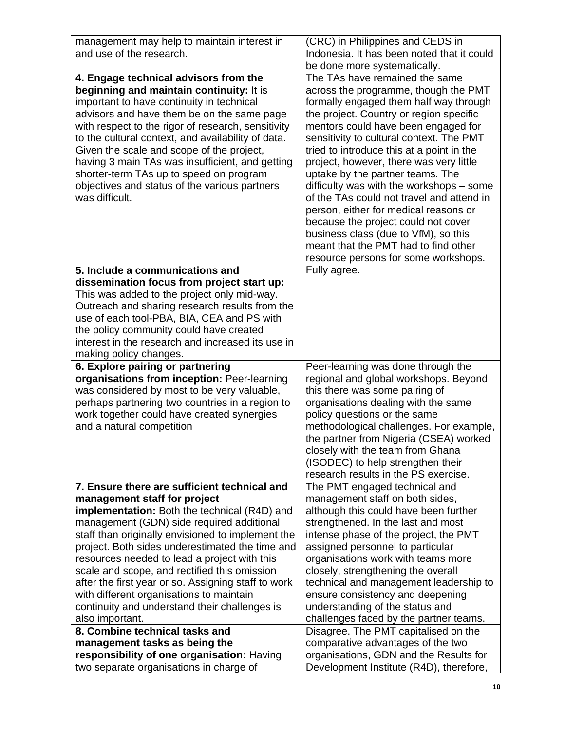| | |
|---|---|
| management may help to maintain interest in and use of the research. | (CRC) in Philippines and CEDS in Indonesia. It has been noted that it could be done more systematically. |
| **4. Engage technical advisors from the beginning and maintain continuity:** It is important to have continuity in technical advisors and have them be on the same page with respect to the rigor of research, sensitivity to the cultural context, and availability of data. Given the scale and scope of the project, having 3 main TAs was insufficient, and getting shorter-term TAs up to speed on program objectives and status of the various partners was difficult. | The TAs have remained the same across the programme, though the PMT formally engaged them half way through the project. Country or region specific mentors could have been engaged for sensitivity to cultural context. The PMT tried to introduce this at a point in the project, however, there was very little uptake by the partner teams. The difficulty was with the workshops – some of the TAs could not travel and attend in person, either for medical reasons or because the project could not cover business class (due to VfM), so this meant that the PMT had to find other resource persons for some workshops. |
| **5. Include a communications and dissemination focus from project start up:** This was added to the project only mid-way. Outreach and sharing research results from the use of each tool-PBA, BIA, CEA and PS with the policy community could have created interest in the research and increased its use in making policy changes. | Fully agree. |
| **6. Explore pairing or partnering organisations from inception:** Peer-learning was considered by most to be very valuable, perhaps partnering two countries in a region to work together could have created synergies and a natural competition | Peer-learning was done through the regional and global workshops. Beyond this there was some pairing of organisations dealing with the same policy questions or the same methodological challenges. For example, the partner from Nigeria (CSEA) worked closely with the team from Ghana (ISODEC) to help strengthen their research results in the PS exercise. |
| **7. Ensure there are sufficient technical and management staff for project implementation:** Both the technical (R4D) and management (GDN) side required additional staff than originally envisioned to implement the project. Both sides underestimated the time and resources needed to lead a project with this scale and scope, and rectified this omission after the first year or so. Assigning staff to work with different organisations to maintain continuity and understand their challenges is also important. | The PMT engaged technical and management staff on both sides, although this could have been further strengthened. In the last and most intense phase of the project, the PMT assigned personnel to particular organisations work with teams more closely, strengthening the overall technical and management leadership to ensure consistency and deepening understanding of the status and challenges faced by the partner teams. |
| **8. Combine technical tasks and management tasks as being the responsibility of one organisation:** Having two separate organisations in charge of | Disagree. The PMT capitalised on the comparative advantages of the two organisations, GDN and the Results for Development Institute (R4D), therefore, |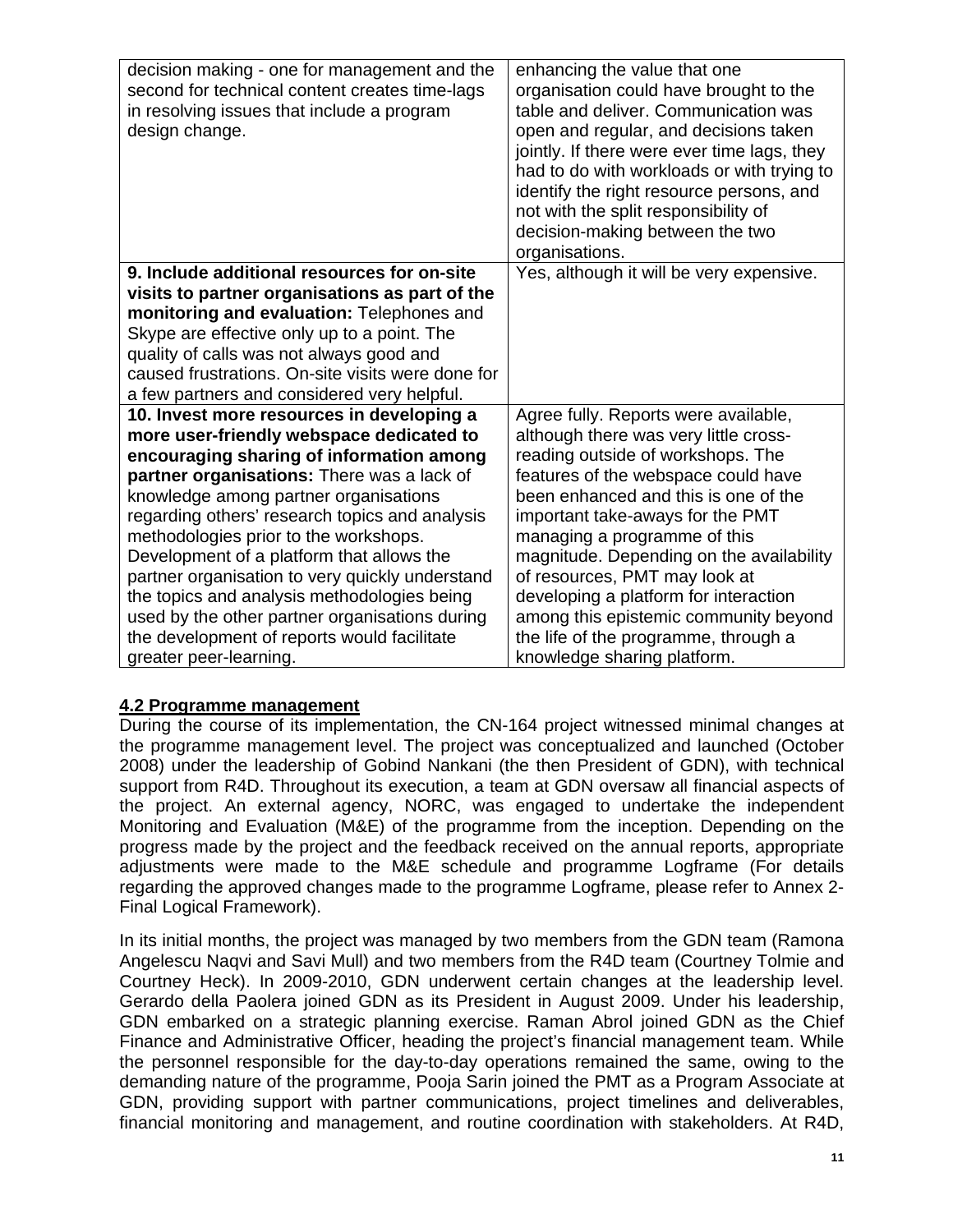| | |
|---|---|
| decision making - one for management and the second for technical content creates time-lags in resolving issues that include a program design change. | enhancing the value that one organisation could have brought to the table and deliver. Communication was open and regular, and decisions taken jointly. If there were ever time lags, they had to do with workloads or with trying to identify the right resource persons, and not with the split responsibility of decision-making between the two organisations. |
| **9. Include additional resources for on-site visits to partner organisations as part of the monitoring and evaluation:** Telephones and Skype are effective only up to a point. The quality of calls was not always good and caused frustrations. On-site visits were done for a few partners and considered very helpful. | Yes, although it will be very expensive. |
| **10. Invest more resources in developing a more user-friendly webspace dedicated to encouraging sharing of information among partner organisations:** There was a lack of knowledge among partner organisations regarding others' research topics and analysis methodologies prior to the workshops. Development of a platform that allows the partner organisation to very quickly understand the topics and analysis methodologies being used by the other partner organisations during the development of reports would facilitate greater peer-learning. | Agree fully. Reports were available, although there was very little cross-reading outside of workshops. The features of the webspace could have been enhanced and this is one of the important take-aways for the PMT managing a programme of this magnitude. Depending on the availability of resources, PMT may look at developing a platform for interaction among this epistemic community beyond the life of the programme, through a knowledge sharing platform. |

## 4.2 Programme management

During the course of its implementation, the CN-164 project witnessed minimal changes at the programme management level. The project was conceptualized and launched (October 2008) under the leadership of Gobind Nankani (the then President of GDN), with technical support from R4D. Throughout its execution, a team at GDN oversaw all financial aspects of the project. An external agency, NORC, was engaged to undertake the independent Monitoring and Evaluation (M&E) of the programme from the inception. Depending on the progress made by the project and the feedback received on the annual reports, appropriate adjustments were made to the M&E schedule and programme Logframe (For details regarding the approved changes made to the programme Logframe, please refer to Annex 2- Final Logical Framework).

In its initial months, the project was managed by two members from the GDN team (Ramona Angelescu Naqvi and Savi Mull) and two members from the R4D team (Courtney Tolmie and Courtney Heck). In 2009-2010, GDN underwent certain changes at the leadership level. Gerardo della Paolera joined GDN as its President in August 2009. Under his leadership, GDN embarked on a strategic planning exercise. Raman Abrol joined GDN as the Chief Finance and Administrative Officer, heading the project's financial management team. While the personnel responsible for the day-to-day operations remained the same, owing to the demanding nature of the programme, Pooja Sarin joined the PMT as a Program Associate at GDN, providing support with partner communications, project timelines and deliverables, financial monitoring and management, and routine coordination with stakeholders. At R4D,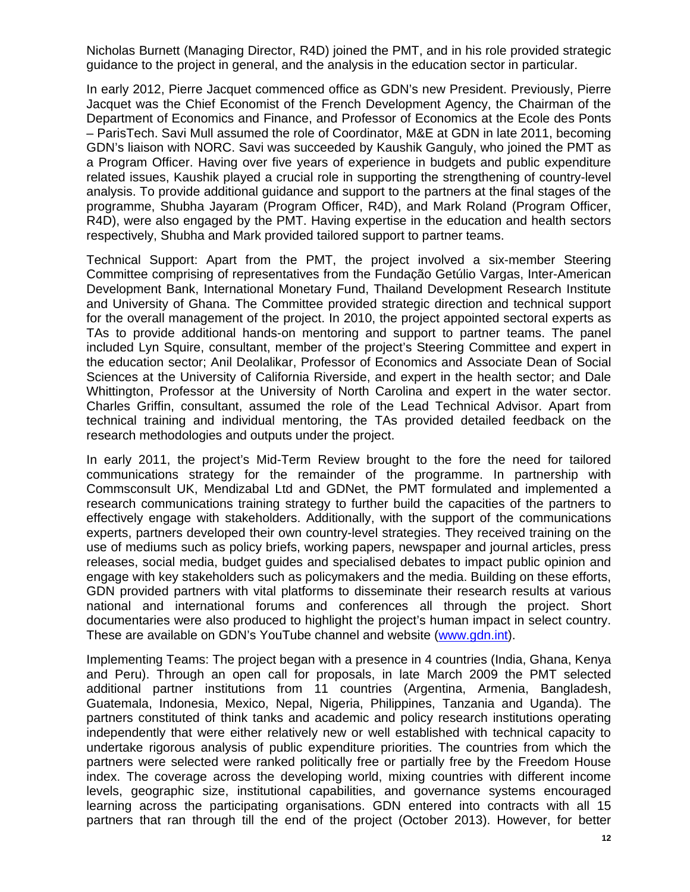Nicholas Burnett (Managing Director, R4D) joined the PMT, and in his role provided strategic guidance to the project in general, and the analysis in the education sector in particular.

In early 2012, Pierre Jacquet commenced office as GDN's new President. Previously, Pierre Jacquet was the Chief Economist of the French Development Agency, the Chairman of the Department of Economics and Finance, and Professor of Economics at the Ecole des Ponts – ParisTech. Savi Mull assumed the role of Coordinator, M&E at GDN in late 2011, becoming GDN's liaison with NORC. Savi was succeeded by Kaushik Ganguly, who joined the PMT as a Program Officer. Having over five years of experience in budgets and public expenditure related issues, Kaushik played a crucial role in supporting the strengthening of country-level analysis. To provide additional guidance and support to the partners at the final stages of the programme, Shubha Jayaram (Program Officer, R4D), and Mark Roland (Program Officer, R4D), were also engaged by the PMT. Having expertise in the education and health sectors respectively, Shubha and Mark provided tailored support to partner teams.

Technical Support: Apart from the PMT, the project involved a six-member Steering Committee comprising of representatives from the Fundação Getúlio Vargas, Inter-American Development Bank, International Monetary Fund, Thailand Development Research Institute and University of Ghana. The Committee provided strategic direction and technical support for the overall management of the project. In 2010, the project appointed sectoral experts as TAs to provide additional hands-on mentoring and support to partner teams. The panel included Lyn Squire, consultant, member of the project's Steering Committee and expert in the education sector; Anil Deolalikar, Professor of Economics and Associate Dean of Social Sciences at the University of California Riverside, and expert in the health sector; and Dale Whittington, Professor at the University of North Carolina and expert in the water sector. Charles Griffin, consultant, assumed the role of the Lead Technical Advisor. Apart from technical training and individual mentoring, the TAs provided detailed feedback on the research methodologies and outputs under the project.

In early 2011, the project's Mid-Term Review brought to the fore the need for tailored communications strategy for the remainder of the programme. In partnership with Commsconsult UK, Mendizabal Ltd and GDNet, the PMT formulated and implemented a research communications training strategy to further build the capacities of the partners to effectively engage with stakeholders. Additionally, with the support of the communications experts, partners developed their own country-level strategies. They received training on the use of mediums such as policy briefs, working papers, newspaper and journal articles, press releases, social media, budget guides and specialised debates to impact public opinion and engage with key stakeholders such as policymakers and the media. Building on these efforts, GDN provided partners with vital platforms to disseminate their research results at various national and international forums and conferences all through the project. Short documentaries were also produced to highlight the project's human impact in select country. These are available on GDN's YouTube channel and website (www.gdn.int).

Implementing Teams: The project began with a presence in 4 countries (India, Ghana, Kenya and Peru). Through an open call for proposals, in late March 2009 the PMT selected additional partner institutions from 11 countries (Argentina, Armenia, Bangladesh, Guatemala, Indonesia, Mexico, Nepal, Nigeria, Philippines, Tanzania and Uganda). The partners constituted of think tanks and academic and policy research institutions operating independently that were either relatively new or well established with technical capacity to undertake rigorous analysis of public expenditure priorities. The countries from which the partners were selected were ranked politically free or partially free by the Freedom House index. The coverage across the developing world, mixing countries with different income levels, geographic size, institutional capabilities, and governance systems encouraged learning across the participating organisations. GDN entered into contracts with all 15 partners that ran through till the end of the project (October 2013). However, for better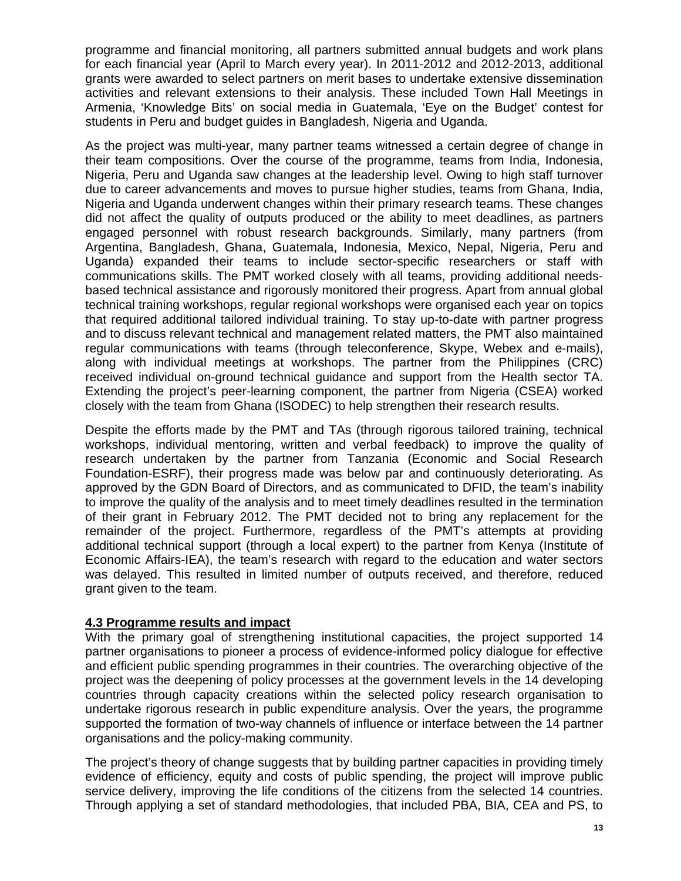programme and financial monitoring, all partners submitted annual budgets and work plans for each financial year (April to March every year). In 2011-2012 and 2012-2013, additional grants were awarded to select partners on merit bases to undertake extensive dissemination activities and relevant extensions to their analysis. These included Town Hall Meetings in Armenia, 'Knowledge Bits' on social media in Guatemala, 'Eye on the Budget' contest for students in Peru and budget guides in Bangladesh, Nigeria and Uganda.

As the project was multi-year, many partner teams witnessed a certain degree of change in their team compositions. Over the course of the programme, teams from India, Indonesia, Nigeria, Peru and Uganda saw changes at the leadership level. Owing to high staff turnover due to career advancements and moves to pursue higher studies, teams from Ghana, India, Nigeria and Uganda underwent changes within their primary research teams. These changes did not affect the quality of outputs produced or the ability to meet deadlines, as partners engaged personnel with robust research backgrounds. Similarly, many partners (from Argentina, Bangladesh, Ghana, Guatemala, Indonesia, Mexico, Nepal, Nigeria, Peru and Uganda) expanded their teams to include sector-specific researchers or staff with communications skills. The PMT worked closely with all teams, providing additional needs-based technical assistance and rigorously monitored their progress. Apart from annual global technical training workshops, regular regional workshops were organised each year on topics that required additional tailored individual training. To stay up-to-date with partner progress and to discuss relevant technical and management related matters, the PMT also maintained regular communications with teams (through teleconference, Skype, Webex and e-mails), along with individual meetings at workshops. The partner from the Philippines (CRC) received individual on-ground technical guidance and support from the Health sector TA. Extending the project's peer-learning component, the partner from Nigeria (CSEA) worked closely with the team from Ghana (ISODEC) to help strengthen their research results.

Despite the efforts made by the PMT and TAs (through rigorous tailored training, technical workshops, individual mentoring, written and verbal feedback) to improve the quality of research undertaken by the partner from Tanzania (Economic and Social Research Foundation-ESRF), their progress made was below par and continuously deteriorating. As approved by the GDN Board of Directors, and as communicated to DFID, the team's inability to improve the quality of the analysis and to meet timely deadlines resulted in the termination of their grant in February 2012. The PMT decided not to bring any replacement for the remainder of the project. Furthermore, regardless of the PMT's attempts at providing additional technical support (through a local expert) to the partner from Kenya (Institute of Economic Affairs-IEA), the team's research with regard to the education and water sectors was delayed. This resulted in limited number of outputs received, and therefore, reduced grant given to the team.

### 4.3 Programme results and impact

With the primary goal of strengthening institutional capacities, the project supported 14 partner organisations to pioneer a process of evidence-informed policy dialogue for effective and efficient public spending programmes in their countries. The overarching objective of the project was the deepening of policy processes at the government levels in the 14 developing countries through capacity creations within the selected policy research organisation to undertake rigorous research in public expenditure analysis. Over the years, the programme supported the formation of two-way channels of influence or interface between the 14 partner organisations and the policy-making community.

The project's theory of change suggests that by building partner capacities in providing timely evidence of efficiency, equity and costs of public spending, the project will improve public service delivery, improving the life conditions of the citizens from the selected 14 countries. Through applying a set of standard methodologies, that included PBA, BIA, CEA and PS, to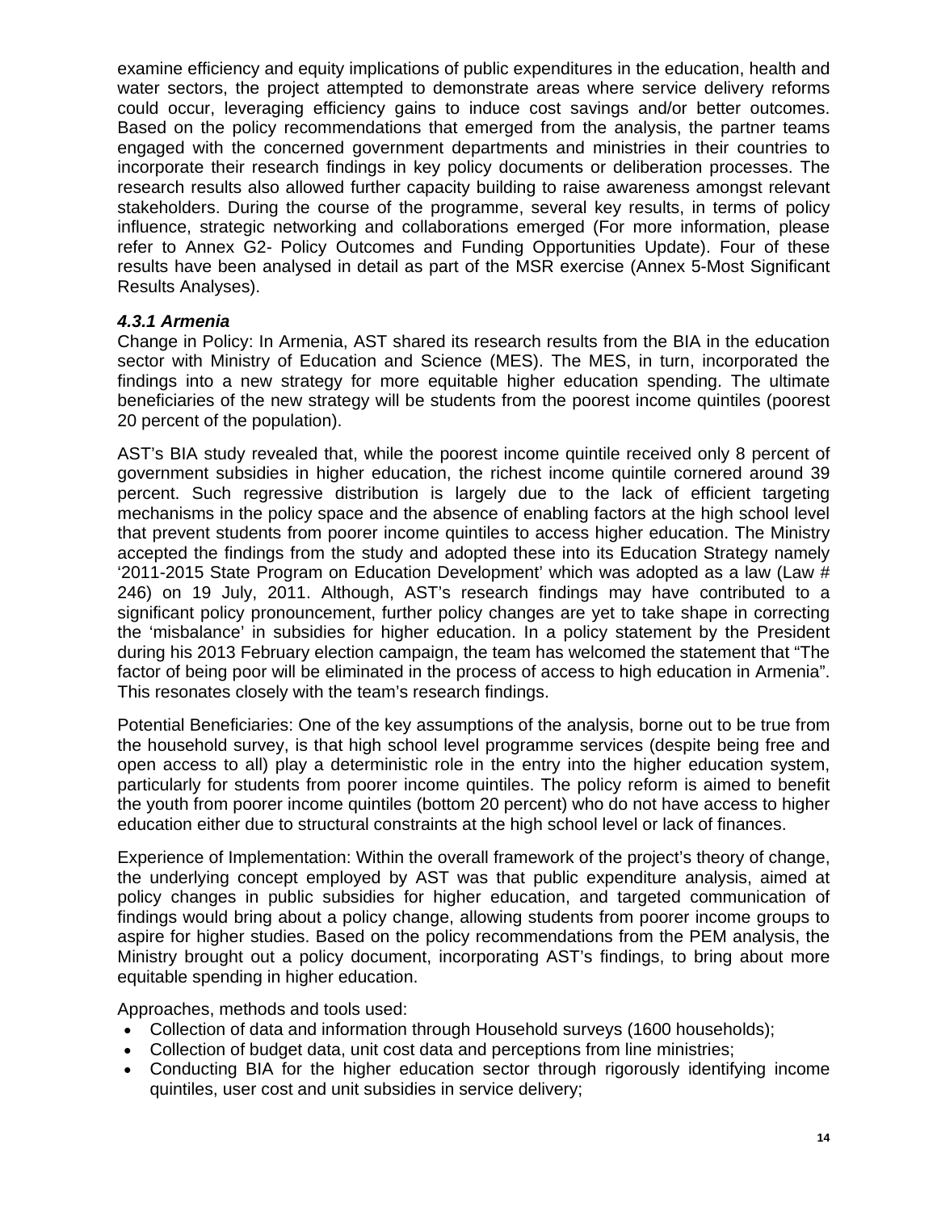examine efficiency and equity implications of public expenditures in the education, health and water sectors, the project attempted to demonstrate areas where service delivery reforms could occur, leveraging efficiency gains to induce cost savings and/or better outcomes. Based on the policy recommendations that emerged from the analysis, the partner teams engaged with the concerned government departments and ministries in their countries to incorporate their research findings in key policy documents or deliberation processes. The research results also allowed further capacity building to raise awareness amongst relevant stakeholders. During the course of the programme, several key results, in terms of policy influence, strategic networking and collaborations emerged (For more information, please refer to Annex G2- Policy Outcomes and Funding Opportunities Update). Four of these results have been analysed in detail as part of the MSR exercise (Annex 5-Most Significant Results Analyses).

### *4.3.1 Armenia*

Change in Policy: In Armenia, AST shared its research results from the BIA in the education sector with Ministry of Education and Science (MES). The MES, in turn, incorporated the findings into a new strategy for more equitable higher education spending. The ultimate beneficiaries of the new strategy will be students from the poorest income quintiles (poorest 20 percent of the population).

AST's BIA study revealed that, while the poorest income quintile received only 8 percent of government subsidies in higher education, the richest income quintile cornered around 39 percent. Such regressive distribution is largely due to the lack of efficient targeting mechanisms in the policy space and the absence of enabling factors at the high school level that prevent students from poorer income quintiles to access higher education. The Ministry accepted the findings from the study and adopted these into its Education Strategy namely '2011-2015 State Program on Education Development' which was adopted as a law (Law # 246) on 19 July, 2011. Although, AST's research findings may have contributed to a significant policy pronouncement, further policy changes are yet to take shape in correcting the 'misbalance' in subsidies for higher education. In a policy statement by the President during his 2013 February election campaign, the team has welcomed the statement that "The factor of being poor will be eliminated in the process of access to high education in Armenia". This resonates closely with the team's research findings.

Potential Beneficiaries: One of the key assumptions of the analysis, borne out to be true from the household survey, is that high school level programme services (despite being free and open access to all) play a deterministic role in the entry into the higher education system, particularly for students from poorer income quintiles. The policy reform is aimed to benefit the youth from poorer income quintiles (bottom 20 percent) who do not have access to higher education either due to structural constraints at the high school level or lack of finances.

Experience of Implementation: Within the overall framework of the project's theory of change, the underlying concept employed by AST was that public expenditure analysis, aimed at policy changes in public subsidies for higher education, and targeted communication of findings would bring about a policy change, allowing students from poorer income groups to aspire for higher studies. Based on the policy recommendations from the PEM analysis, the Ministry brought out a policy document, incorporating AST's findings, to bring about more equitable spending in higher education.

Approaches, methods and tools used:

- Collection of data and information through Household surveys (1600 households);
- Collection of budget data, unit cost data and perceptions from line ministries;
- Conducting BIA for the higher education sector through rigorously identifying income quintiles, user cost and unit subsidies in service delivery;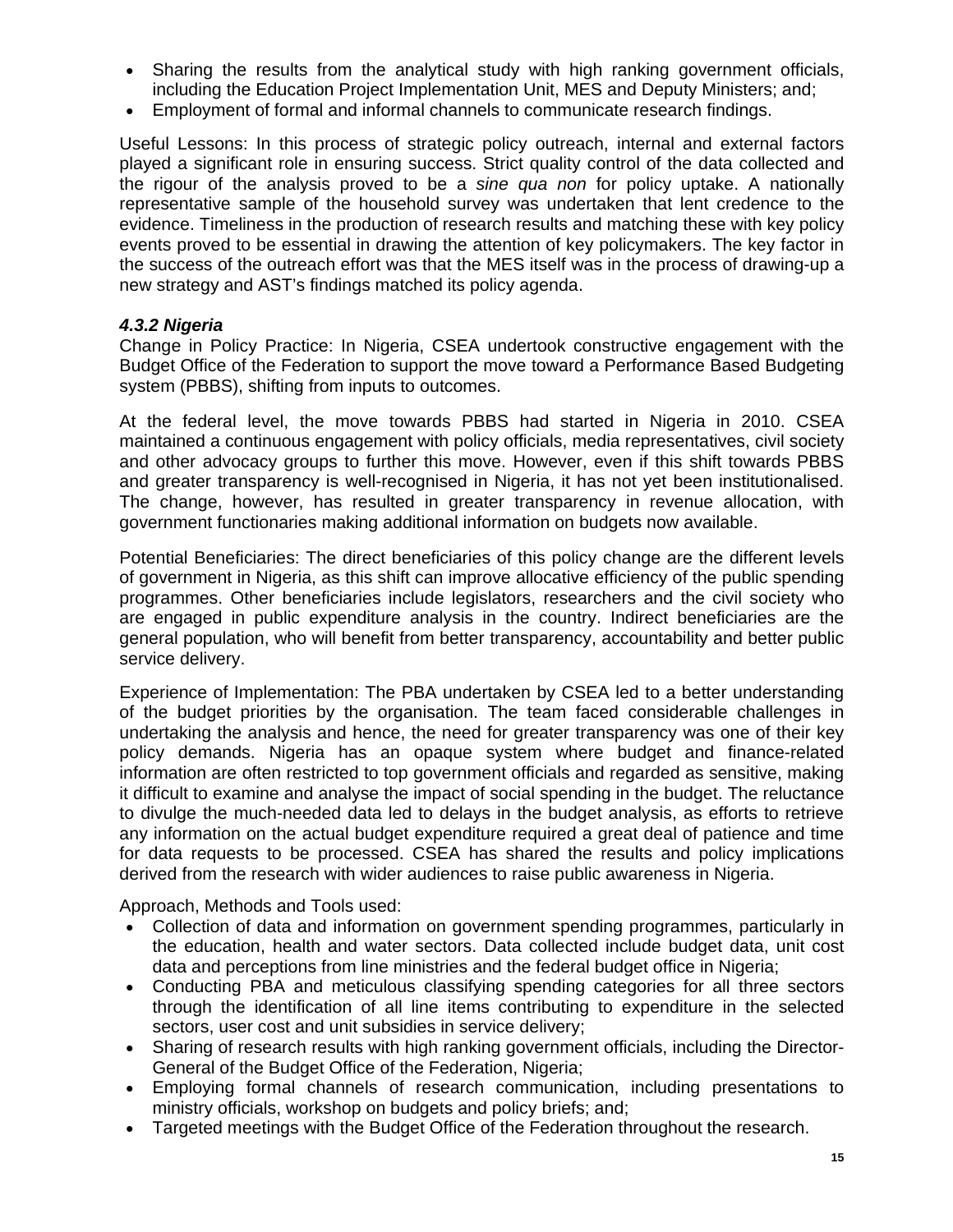- Sharing the results from the analytical study with high ranking government officials, including the Education Project Implementation Unit, MES and Deputy Ministers; and;
- Employment of formal and informal channels to communicate research findings.

Useful Lessons: In this process of strategic policy outreach, internal and external factors played a significant role in ensuring success. Strict quality control of the data collected and the rigour of the analysis proved to be a *sine qua non* for policy uptake. A nationally representative sample of the household survey was undertaken that lent credence to the evidence. Timeliness in the production of research results and matching these with key policy events proved to be essential in drawing the attention of key policymakers. The key factor in the success of the outreach effort was that the MES itself was in the process of drawing-up a new strategy and AST's findings matched its policy agenda.

#### *4.3.2 Nigeria*

Change in Policy Practice: In Nigeria, CSEA undertook constructive engagement with the Budget Office of the Federation to support the move toward a Performance Based Budgeting system (PBBS), shifting from inputs to outcomes.

At the federal level, the move towards PBBS had started in Nigeria in 2010. CSEA maintained a continuous engagement with policy officials, media representatives, civil society and other advocacy groups to further this move. However, even if this shift towards PBBS and greater transparency is well-recognised in Nigeria, it has not yet been institutionalised. The change, however, has resulted in greater transparency in revenue allocation, with government functionaries making additional information on budgets now available.

Potential Beneficiaries: The direct beneficiaries of this policy change are the different levels of government in Nigeria, as this shift can improve allocative efficiency of the public spending programmes. Other beneficiaries include legislators, researchers and the civil society who are engaged in public expenditure analysis in the country. Indirect beneficiaries are the general population, who will benefit from better transparency, accountability and better public service delivery.

Experience of Implementation: The PBA undertaken by CSEA led to a better understanding of the budget priorities by the organisation. The team faced considerable challenges in undertaking the analysis and hence, the need for greater transparency was one of their key policy demands. Nigeria has an opaque system where budget and finance-related information are often restricted to top government officials and regarded as sensitive, making it difficult to examine and analyse the impact of social spending in the budget. The reluctance to divulge the much-needed data led to delays in the budget analysis, as efforts to retrieve any information on the actual budget expenditure required a great deal of patience and time for data requests to be processed. CSEA has shared the results and policy implications derived from the research with wider audiences to raise public awareness in Nigeria.

Approach, Methods and Tools used:

- Collection of data and information on government spending programmes, particularly in the education, health and water sectors. Data collected include budget data, unit cost data and perceptions from line ministries and the federal budget office in Nigeria;
- Conducting PBA and meticulous classifying spending categories for all three sectors through the identification of all line items contributing to expenditure in the selected sectors, user cost and unit subsidies in service delivery;
- Sharing of research results with high ranking government officials, including the Director-General of the Budget Office of the Federation, Nigeria;
- Employing formal channels of research communication, including presentations to ministry officials, workshop on budgets and policy briefs; and;
- Targeted meetings with the Budget Office of the Federation throughout the research.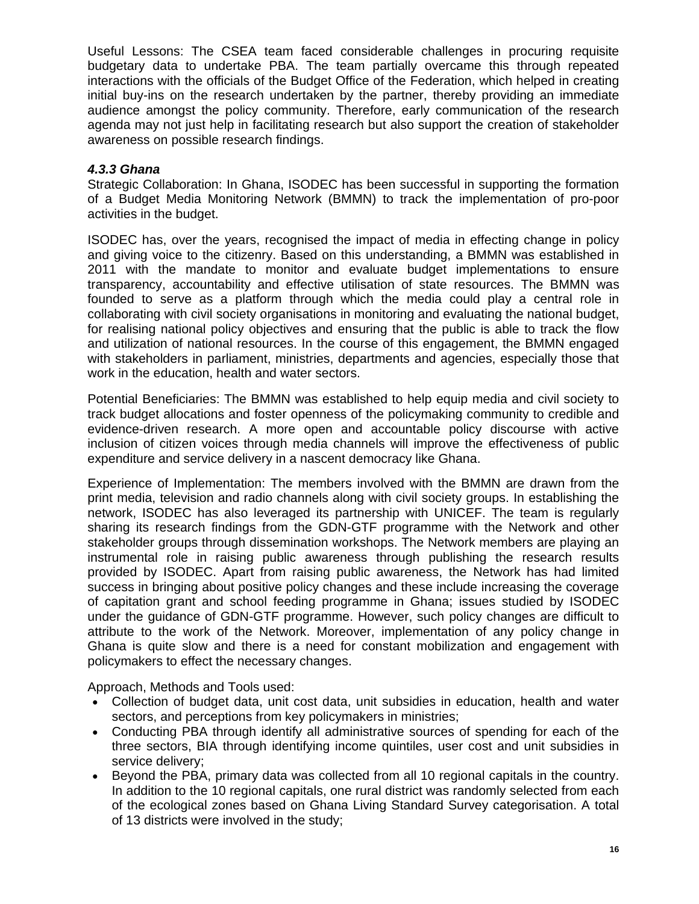Useful Lessons: The CSEA team faced considerable challenges in procuring requisite budgetary data to undertake PBA. The team partially overcame this through repeated interactions with the officials of the Budget Office of the Federation, which helped in creating initial buy-ins on the research undertaken by the partner, thereby providing an immediate audience amongst the policy community. Therefore, early communication of the research agenda may not just help in facilitating research but also support the creation of stakeholder awareness on possible research findings.

### *4.3.3 Ghana*

Strategic Collaboration: In Ghana, ISODEC has been successful in supporting the formation of a Budget Media Monitoring Network (BMMN) to track the implementation of pro-poor activities in the budget.

ISODEC has, over the years, recognised the impact of media in effecting change in policy and giving voice to the citizenry. Based on this understanding, a BMMN was established in 2011 with the mandate to monitor and evaluate budget implementations to ensure transparency, accountability and effective utilisation of state resources. The BMMN was founded to serve as a platform through which the media could play a central role in collaborating with civil society organisations in monitoring and evaluating the national budget, for realising national policy objectives and ensuring that the public is able to track the flow and utilization of national resources. In the course of this engagement, the BMMN engaged with stakeholders in parliament, ministries, departments and agencies, especially those that work in the education, health and water sectors.

Potential Beneficiaries: The BMMN was established to help equip media and civil society to track budget allocations and foster openness of the policymaking community to credible and evidence-driven research. A more open and accountable policy discourse with active inclusion of citizen voices through media channels will improve the effectiveness of public expenditure and service delivery in a nascent democracy like Ghana.

Experience of Implementation: The members involved with the BMMN are drawn from the print media, television and radio channels along with civil society groups. In establishing the network, ISODEC has also leveraged its partnership with UNICEF. The team is regularly sharing its research findings from the GDN-GTF programme with the Network and other stakeholder groups through dissemination workshops. The Network members are playing an instrumental role in raising public awareness through publishing the research results provided by ISODEC. Apart from raising public awareness, the Network has had limited success in bringing about positive policy changes and these include increasing the coverage of capitation grant and school feeding programme in Ghana; issues studied by ISODEC under the guidance of GDN-GTF programme. However, such policy changes are difficult to attribute to the work of the Network. Moreover, implementation of any policy change in Ghana is quite slow and there is a need for constant mobilization and engagement with policymakers to effect the necessary changes.

Approach, Methods and Tools used:

- Collection of budget data, unit cost data, unit subsidies in education, health and water sectors, and perceptions from key policymakers in ministries;
- Conducting PBA through identify all administrative sources of spending for each of the three sectors, BIA through identifying income quintiles, user cost and unit subsidies in service delivery;
- Beyond the PBA, primary data was collected from all 10 regional capitals in the country. In addition to the 10 regional capitals, one rural district was randomly selected from each of the ecological zones based on Ghana Living Standard Survey categorisation. A total of 13 districts were involved in the study;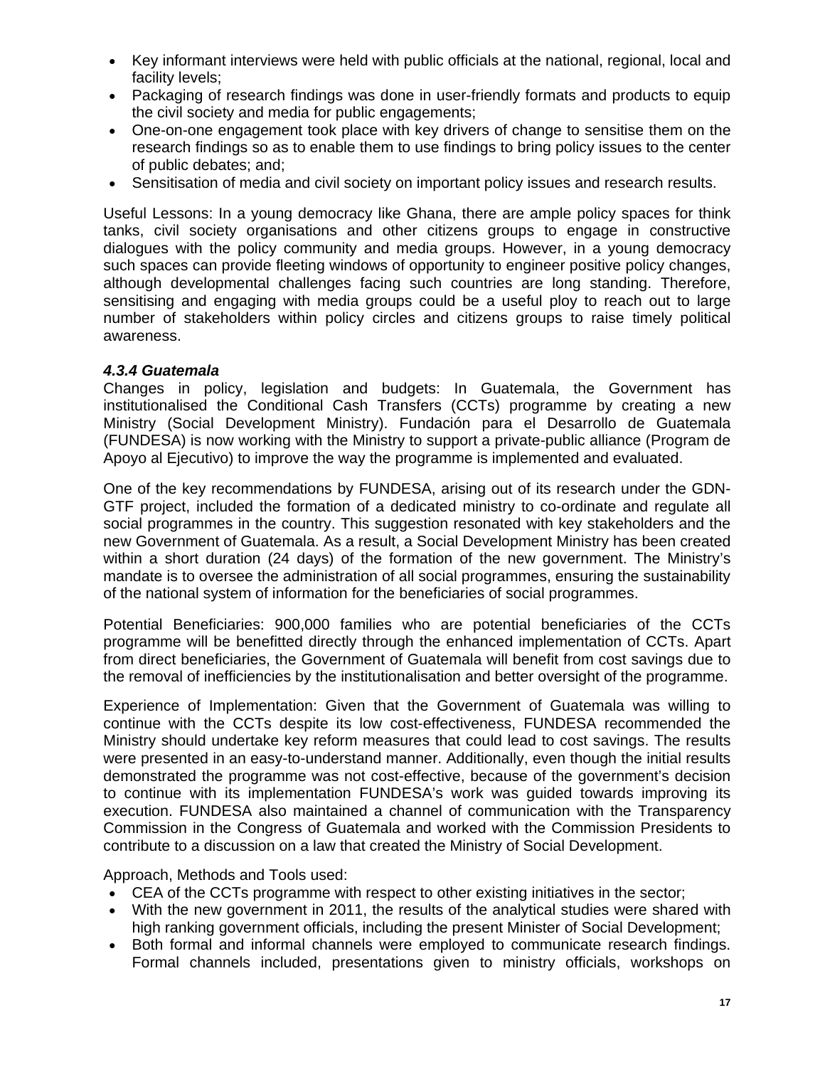- Key informant interviews were held with public officials at the national, regional, local and facility levels;
- Packaging of research findings was done in user-friendly formats and products to equip the civil society and media for public engagements;
- One-on-one engagement took place with key drivers of change to sensitise them on the research findings so as to enable them to use findings to bring policy issues to the center of public debates; and;
- Sensitisation of media and civil society on important policy issues and research results.

Useful Lessons: In a young democracy like Ghana, there are ample policy spaces for think tanks, civil society organisations and other citizens groups to engage in constructive dialogues with the policy community and media groups. However, in a young democracy such spaces can provide fleeting windows of opportunity to engineer positive policy changes, although developmental challenges facing such countries are long standing. Therefore, sensitising and engaging with media groups could be a useful ploy to reach out to large number of stakeholders within policy circles and citizens groups to raise timely political awareness.

#### *4.3.4 Guatemala*

Changes in policy, legislation and budgets: In Guatemala, the Government has institutionalised the Conditional Cash Transfers (CCTs) programme by creating a new Ministry (Social Development Ministry). Fundación para el Desarrollo de Guatemala (FUNDESA) is now working with the Ministry to support a private-public alliance (Program de Apoyo al Ejecutivo) to improve the way the programme is implemented and evaluated.

One of the key recommendations by FUNDESA, arising out of its research under the GDN-GTF project, included the formation of a dedicated ministry to co-ordinate and regulate all social programmes in the country. This suggestion resonated with key stakeholders and the new Government of Guatemala. As a result, a Social Development Ministry has been created within a short duration (24 days) of the formation of the new government. The Ministry's mandate is to oversee the administration of all social programmes, ensuring the sustainability of the national system of information for the beneficiaries of social programmes.

Potential Beneficiaries: 900,000 families who are potential beneficiaries of the CCTs programme will be benefitted directly through the enhanced implementation of CCTs. Apart from direct beneficiaries, the Government of Guatemala will benefit from cost savings due to the removal of inefficiencies by the institutionalisation and better oversight of the programme.

Experience of Implementation: Given that the Government of Guatemala was willing to continue with the CCTs despite its low cost-effectiveness, FUNDESA recommended the Ministry should undertake key reform measures that could lead to cost savings. The results were presented in an easy-to-understand manner. Additionally, even though the initial results demonstrated the programme was not cost-effective, because of the government's decision to continue with its implementation FUNDESA's work was guided towards improving its execution. FUNDESA also maintained a channel of communication with the Transparency Commission in the Congress of Guatemala and worked with the Commission Presidents to contribute to a discussion on a law that created the Ministry of Social Development.

Approach, Methods and Tools used:

- CEA of the CCTs programme with respect to other existing initiatives in the sector;
- With the new government in 2011, the results of the analytical studies were shared with high ranking government officials, including the present Minister of Social Development;
- Both formal and informal channels were employed to communicate research findings. Formal channels included, presentations given to ministry officials, workshops on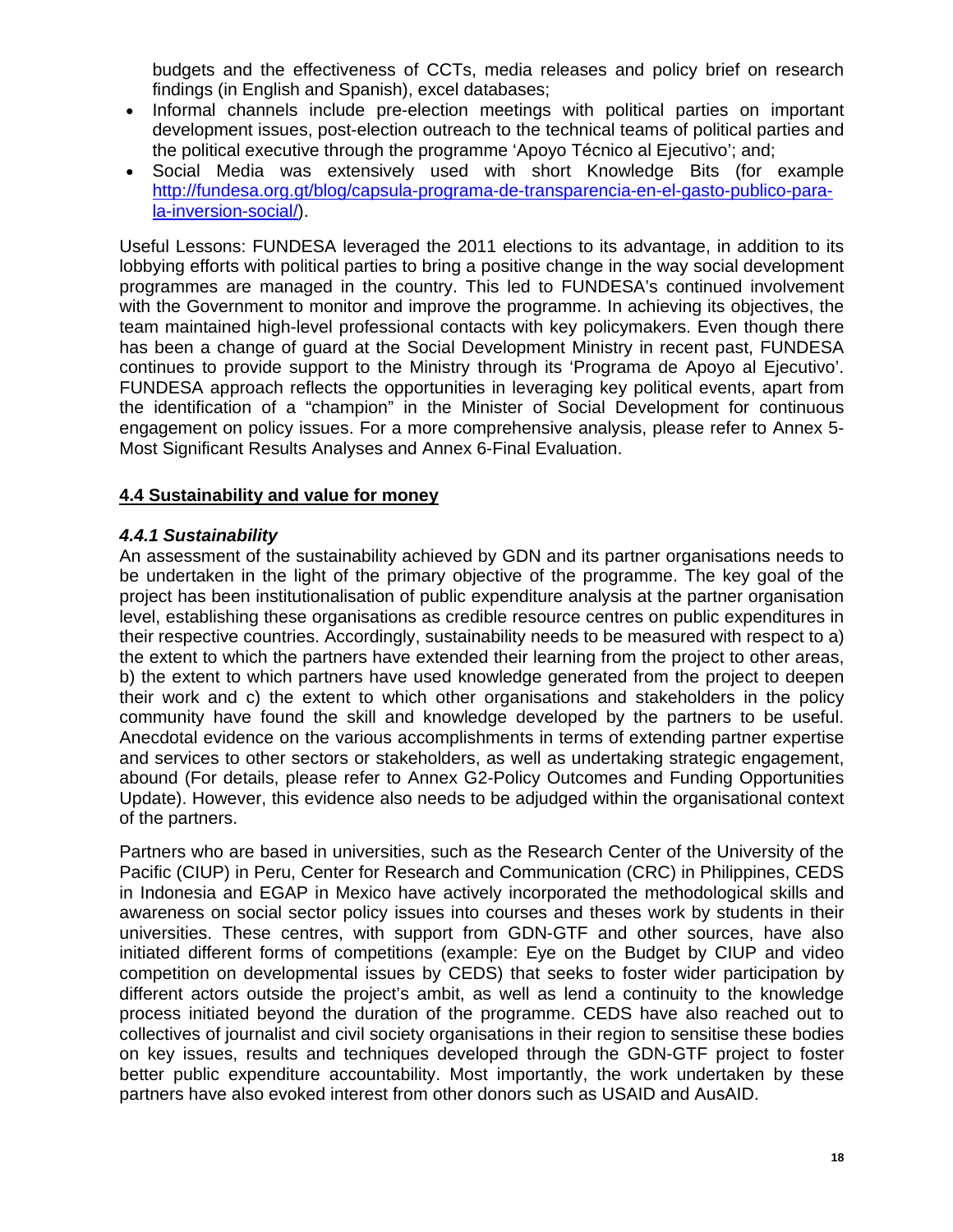budgets and the effectiveness of CCTs, media releases and policy brief on research findings (in English and Spanish), excel databases;

- Informal channels include pre-election meetings with political parties on important development issues, post-election outreach to the technical teams of political parties and the political executive through the programme 'Apoyo Técnico al Ejecutivo'; and;
- Social Media was extensively used with short Knowledge Bits (for example http://fundesa.org.gt/blog/capsula-programa-de-transparencia-en-el-gasto-publico-para-la-inversion-social/).

Useful Lessons: FUNDESA leveraged the 2011 elections to its advantage, in addition to its lobbying efforts with political parties to bring a positive change in the way social development programmes are managed in the country. This led to FUNDESA's continued involvement with the Government to monitor and improve the programme. In achieving its objectives, the team maintained high-level professional contacts with key policymakers. Even though there has been a change of guard at the Social Development Ministry in recent past, FUNDESA continues to provide support to the Ministry through its 'Programa de Apoyo al Ejecutivo'. FUNDESA approach reflects the opportunities in leveraging key political events, apart from the identification of a "champion" in the Minister of Social Development for continuous engagement on policy issues. For a more comprehensive analysis, please refer to Annex 5-Most Significant Results Analyses and Annex 6-Final Evaluation.

## 4.4 Sustainability and value for money

### *4.4.1 Sustainability*

An assessment of the sustainability achieved by GDN and its partner organisations needs to be undertaken in the light of the primary objective of the programme. The key goal of the project has been institutionalisation of public expenditure analysis at the partner organisation level, establishing these organisations as credible resource centres on public expenditures in their respective countries. Accordingly, sustainability needs to be measured with respect to a) the extent to which the partners have extended their learning from the project to other areas, b) the extent to which partners have used knowledge generated from the project to deepen their work and c) the extent to which other organisations and stakeholders in the policy community have found the skill and knowledge developed by the partners to be useful. Anecdotal evidence on the various accomplishments in terms of extending partner expertise and services to other sectors or stakeholders, as well as undertaking strategic engagement, abound (For details, please refer to Annex G2-Policy Outcomes and Funding Opportunities Update). However, this evidence also needs to be adjudged within the organisational context of the partners.

Partners who are based in universities, such as the Research Center of the University of the Pacific (CIUP) in Peru, Center for Research and Communication (CRC) in Philippines, CEDS in Indonesia and EGAP in Mexico have actively incorporated the methodological skills and awareness on social sector policy issues into courses and theses work by students in their universities. These centres, with support from GDN-GTF and other sources, have also initiated different forms of competitions (example: Eye on the Budget by CIUP and video competition on developmental issues by CEDS) that seeks to foster wider participation by different actors outside the project's ambit, as well as lend a continuity to the knowledge process initiated beyond the duration of the programme. CEDS have also reached out to collectives of journalist and civil society organisations in their region to sensitise these bodies on key issues, results and techniques developed through the GDN-GTF project to foster better public expenditure accountability. Most importantly, the work undertaken by these partners have also evoked interest from other donors such as USAID and AusAID.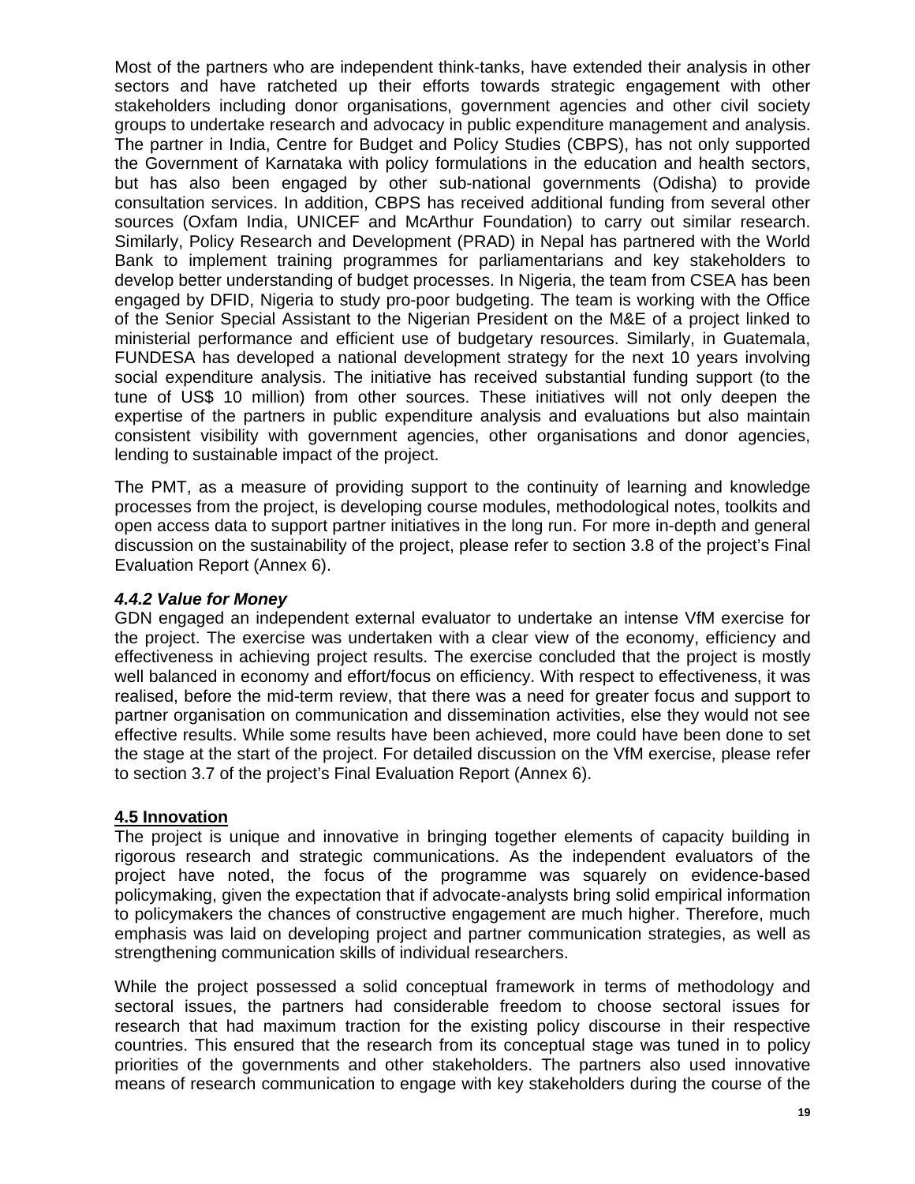Most of the partners who are independent think-tanks, have extended their analysis in other sectors and have ratcheted up their efforts towards strategic engagement with other stakeholders including donor organisations, government agencies and other civil society groups to undertake research and advocacy in public expenditure management and analysis. The partner in India, Centre for Budget and Policy Studies (CBPS), has not only supported the Government of Karnataka with policy formulations in the education and health sectors, but has also been engaged by other sub-national governments (Odisha) to provide consultation services. In addition, CBPS has received additional funding from several other sources (Oxfam India, UNICEF and McArthur Foundation) to carry out similar research. Similarly, Policy Research and Development (PRAD) in Nepal has partnered with the World Bank to implement training programmes for parliamentarians and key stakeholders to develop better understanding of budget processes. In Nigeria, the team from CSEA has been engaged by DFID, Nigeria to study pro-poor budgeting. The team is working with the Office of the Senior Special Assistant to the Nigerian President on the M&E of a project linked to ministerial performance and efficient use of budgetary resources. Similarly, in Guatemala, FUNDESA has developed a national development strategy for the next 10 years involving social expenditure analysis. The initiative has received substantial funding support (to the tune of US$ 10 million) from other sources. These initiatives will not only deepen the expertise of the partners in public expenditure analysis and evaluations but also maintain consistent visibility with government agencies, other organisations and donor agencies, lending to sustainable impact of the project.

The PMT, as a measure of providing support to the continuity of learning and knowledge processes from the project, is developing course modules, methodological notes, toolkits and open access data to support partner initiatives in the long run. For more in-depth and general discussion on the sustainability of the project, please refer to section 3.8 of the project's Final Evaluation Report (Annex 6).

#### *4.4.2 Value for Money*

GDN engaged an independent external evaluator to undertake an intense VfM exercise for the project. The exercise was undertaken with a clear view of the economy, efficiency and effectiveness in achieving project results. The exercise concluded that the project is mostly well balanced in economy and effort/focus on efficiency. With respect to effectiveness, it was realised, before the mid-term review, that there was a need for greater focus and support to partner organisation on communication and dissemination activities, else they would not see effective results. While some results have been achieved, more could have been done to set the stage at the start of the project. For detailed discussion on the VfM exercise, please refer to section 3.7 of the project's Final Evaluation Report (Annex 6).

### 4.5 Innovation

The project is unique and innovative in bringing together elements of capacity building in rigorous research and strategic communications. As the independent evaluators of the project have noted, the focus of the programme was squarely on evidence-based policymaking, given the expectation that if advocate-analysts bring solid empirical information to policymakers the chances of constructive engagement are much higher. Therefore, much emphasis was laid on developing project and partner communication strategies, as well as strengthening communication skills of individual researchers.

While the project possessed a solid conceptual framework in terms of methodology and sectoral issues, the partners had considerable freedom to choose sectoral issues for research that had maximum traction for the existing policy discourse in their respective countries. This ensured that the research from its conceptual stage was tuned in to policy priorities of the governments and other stakeholders. The partners also used innovative means of research communication to engage with key stakeholders during the course of the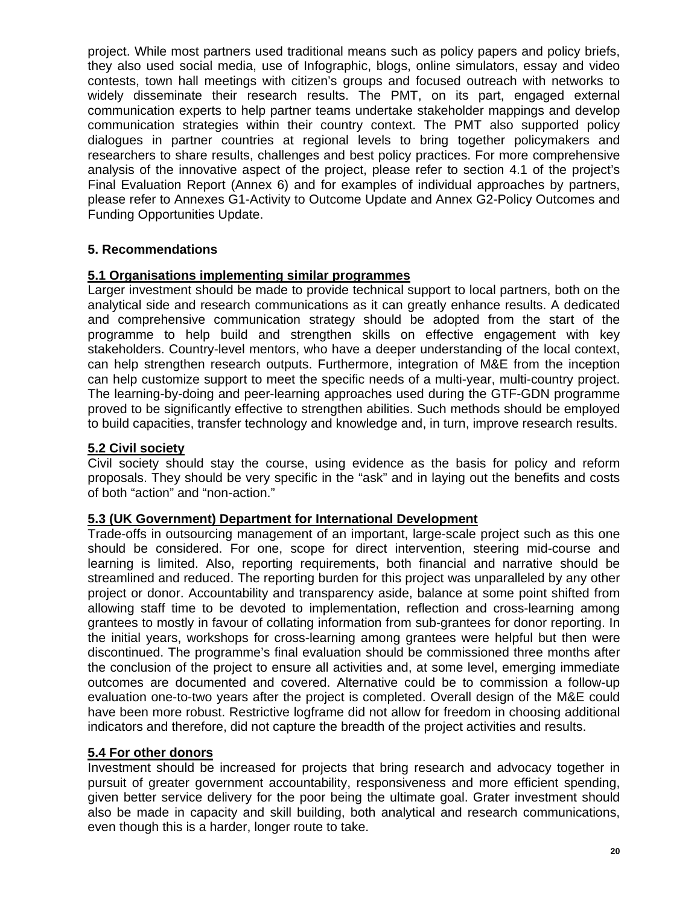project. While most partners used traditional means such as policy papers and policy briefs, they also used social media, use of Infographic, blogs, online simulators, essay and video contests, town hall meetings with citizen's groups and focused outreach with networks to widely disseminate their research results. The PMT, on its part, engaged external communication experts to help partner teams undertake stakeholder mappings and develop communication strategies within their country context. The PMT also supported policy dialogues in partner countries at regional levels to bring together policymakers and researchers to share results, challenges and best policy practices. For more comprehensive analysis of the innovative aspect of the project, please refer to section 4.1 of the project's Final Evaluation Report (Annex 6) and for examples of individual approaches by partners, please refer to Annexes G1-Activity to Outcome Update and Annex G2-Policy Outcomes and Funding Opportunities Update.

## 5. Recommendations

### 5.1 Organisations implementing similar programmes

Larger investment should be made to provide technical support to local partners, both on the analytical side and research communications as it can greatly enhance results. A dedicated and comprehensive communication strategy should be adopted from the start of the programme to help build and strengthen skills on effective engagement with key stakeholders. Country-level mentors, who have a deeper understanding of the local context, can help strengthen research outputs. Furthermore, integration of M&E from the inception can help customize support to meet the specific needs of a multi-year, multi-country project. The learning-by-doing and peer-learning approaches used during the GTF-GDN programme proved to be significantly effective to strengthen abilities. Such methods should be employed to build capacities, transfer technology and knowledge and, in turn, improve research results.

### 5.2 Civil society

Civil society should stay the course, using evidence as the basis for policy and reform proposals. They should be very specific in the "ask" and in laying out the benefits and costs of both "action" and "non-action."

### 5.3 (UK Government) Department for International Development

Trade-offs in outsourcing management of an important, large-scale project such as this one should be considered. For one, scope for direct intervention, steering mid-course and learning is limited. Also, reporting requirements, both financial and narrative should be streamlined and reduced. The reporting burden for this project was unparalleled by any other project or donor. Accountability and transparency aside, balance at some point shifted from allowing staff time to be devoted to implementation, reflection and cross-learning among grantees to mostly in favour of collating information from sub-grantees for donor reporting. In the initial years, workshops for cross-learning among grantees were helpful but then were discontinued. The programme's final evaluation should be commissioned three months after the conclusion of the project to ensure all activities and, at some level, emerging immediate outcomes are documented and covered. Alternative could be to commission a follow-up evaluation one-to-two years after the project is completed. Overall design of the M&E could have been more robust. Restrictive logframe did not allow for freedom in choosing additional indicators and therefore, did not capture the breadth of the project activities and results.

### 5.4 For other donors

Investment should be increased for projects that bring research and advocacy together in pursuit of greater government accountability, responsiveness and more efficient spending, given better service delivery for the poor being the ultimate goal. Grater investment should also be made in capacity and skill building, both analytical and research communications, even though this is a harder, longer route to take.